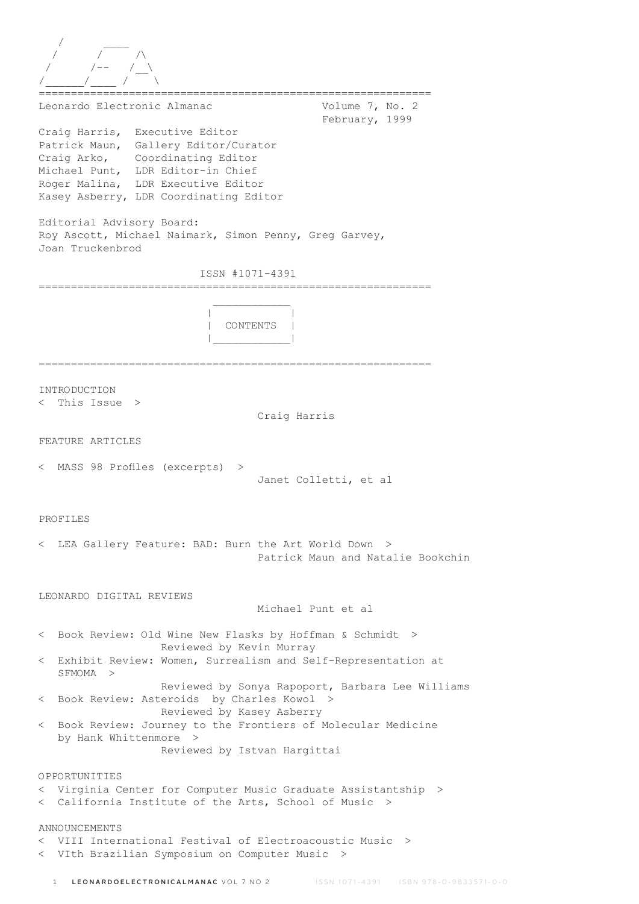```
   /       ____
  /      /     /\
 /      /--   /__\
/______/____ /    \
```

============================================================

Leonardo Electronic Almanac — Volume 7, No. 2 — February, 1999

Craig Harris, Executive Editor
Patrick Maun, Gallery Editor/Curator
Craig Arko, Coordinating Editor
Michael Punt, LDR Editor-in Chief
Roger Malina, LDR Executive Editor
Kasey Asberry, LDR Coordinating Editor

Editorial Advisory Board:
Roy Ascott, Michael Naimark, Simon Penny, Greg Garvey, Joan Truckenbrod

ISSN #1071-4391

============================================================

## CONTENTS

============================================================

INTRODUCTION

< This Issue >
Craig Harris

FEATURE ARTICLES

< MASS 98 Profiles (excerpts) >
Janet Colletti, et al

PROFILES

< LEA Gallery Feature: BAD: Burn the Art World Down >
Patrick Maun and Natalie Bookchin

LEONARDO DIGITAL REVIEWS
Michael Punt et al

< Book Review: Old Wine New Flasks by Hoffman & Schmidt >
Reviewed by Kevin Murray

< Exhibit Review: Women, Surrealism and Self-Representation at SFMOMA >
Reviewed by Sonya Rapoport, Barbara Lee Williams

< Book Review: Asteroids by Charles Kowol >
Reviewed by Kasey Asberry

< Book Review: Journey to the Frontiers of Molecular Medicine by Hank Whittenmore >
Reviewed by Istvan Hargittai

OPPORTUNITIES

< Virginia Center for Computer Music Graduate Assistantship >

< California Institute of the Arts, School of Music >

ANNOUNCEMENTS

< VIII International Festival of Electroacoustic Music >

< VIth Brazilian Symposium on Computer Music >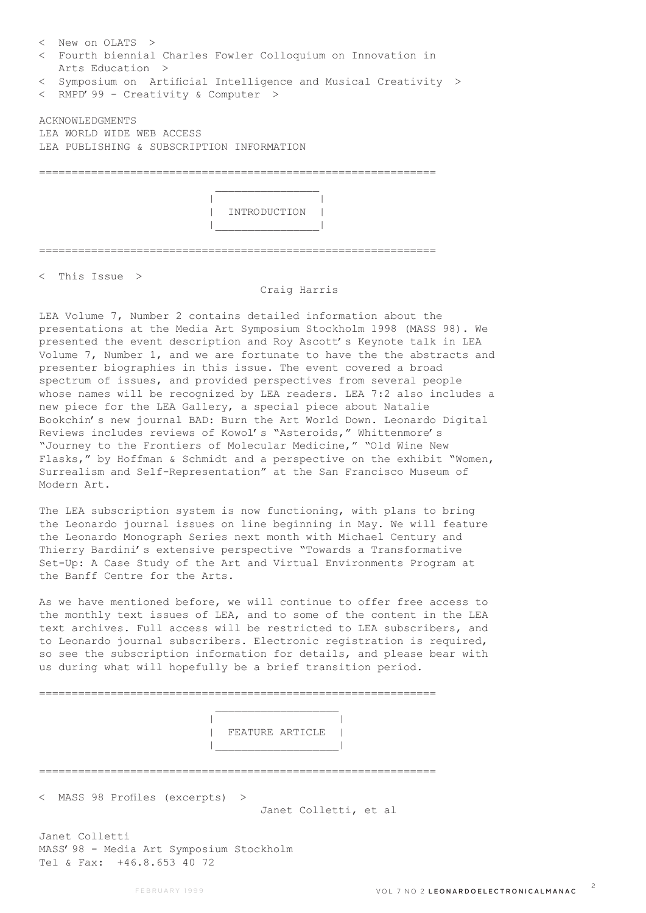< New on OLATS >

< Fourth biennial Charles Fowler Colloquium on Innovation in Arts Education >

< Symposium on Artificial Intelligence and Musical Creativity >

< RMPD'99 - Creativity & Computer >

ACKNOWLEDGMENTS

LEA WORLD WIDE WEB ACCESS

LEA PUBLISHING & SUBSCRIPTION INFORMATION

# INTRODUCTION

## < This Issue >

Craig Harris

LEA Volume 7, Number 2 contains detailed information about the presentations at the Media Art Symposium Stockholm 1998 (MASS 98). We presented the event description and Roy Ascott's Keynote talk in LEA Volume 7, Number 1, and we are fortunate to have the the abstracts and presenter biographies in this issue. The event covered a broad spectrum of issues, and provided perspectives from several people whose names will be recognized by LEA readers. LEA 7:2 also includes a new piece for the LEA Gallery, a special piece about Natalie Bookchin's new journal BAD: Burn the Art World Down. Leonardo Digital Reviews includes reviews of Kowol's "Asteroids," Whittenmore's "Journey to the Frontiers of Molecular Medicine," "Old Wine New Flasks," by Hoffman & Schmidt and a perspective on the exhibit "Women, Surrealism and Self-Representation" at the San Francisco Museum of Modern Art.

The LEA subscription system is now functioning, with plans to bring the Leonardo journal issues on line beginning in May. We will feature the Leonardo Monograph Series next month with Michael Century and Thierry Bardini's extensive perspective "Towards a Transformative Set-Up: A Case Study of the Art and Virtual Environments Program at the Banff Centre for the Arts.

As we have mentioned before, we will continue to offer free access to the monthly text issues of LEA, and to some of the content in the LEA text archives. Full access will be restricted to LEA subscribers, and to Leonardo journal subscribers. Electronic registration is required, so see the subscription information for details, and please bear with us during what will hopefully be a brief transition period.

# FEATURE ARTICLE

## < MASS 98 Profiles (excerpts) >

Janet Colletti, et al

Janet Colletti

MASS'98 - Media Art Symposium Stockholm

Tel & Fax: +46.8.653 40 72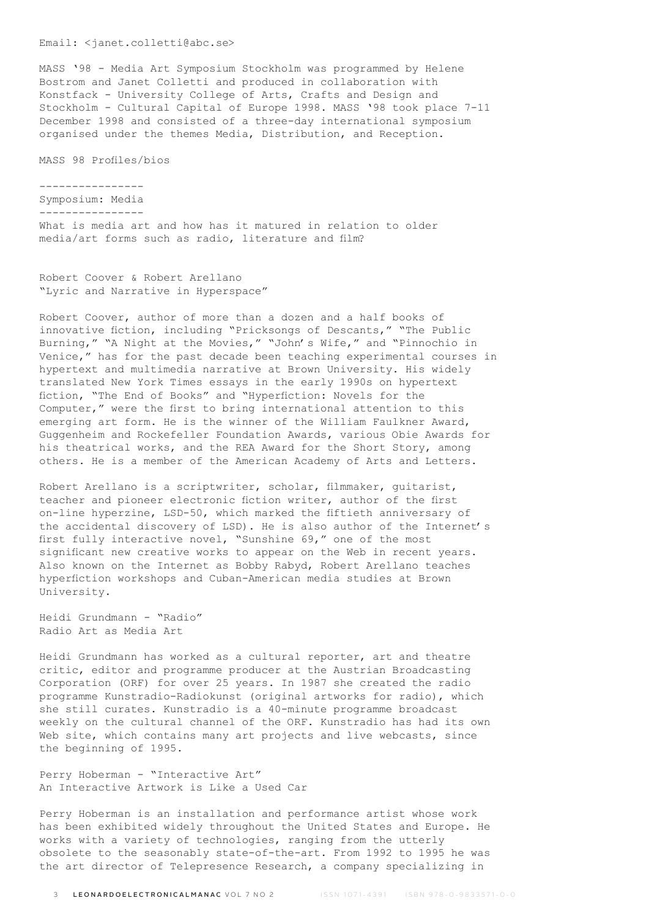Email: <janet.colletti@abc.se>

MASS '98 - Media Art Symposium Stockholm was programmed by Helene Bostrom and Janet Colletti and produced in collaboration with Konstfack - University College of Arts, Crafts and Design and Stockholm - Cultural Capital of Europe 1998. MASS '98 took place 7-11 December 1998 and consisted of a three-day international symposium organised under the themes Media, Distribution, and Reception.

MASS 98 Profiles/bios

----------------

## Symposium: Media

----------------

What is media art and how has it matured in relation to older media/art forms such as radio, literature and film?

### Robert Coover & Robert Arellano
"Lyric and Narrative in Hyperspace"

Robert Coover, author of more than a dozen and a half books of innovative fiction, including "Pricksongs of Descants," "The Public Burning," "A Night at the Movies," "John's Wife," and "Pinnochio in Venice," has for the past decade been teaching experimental courses in hypertext and multimedia narrative at Brown University. His widely translated New York Times essays in the early 1990s on hypertext fiction, "The End of Books" and "Hyperfiction: Novels for the Computer," were the first to bring international attention to this emerging art form. He is the winner of the William Faulkner Award, Guggenheim and Rockefeller Foundation Awards, various Obie Awards for his theatrical works, and the REA Award for the Short Story, among others. He is a member of the American Academy of Arts and Letters.

Robert Arellano is a scriptwriter, scholar, filmmaker, guitarist, teacher and pioneer electronic fiction writer, author of the first on-line hyperzine, LSD-50, which marked the fiftieth anniversary of the accidental discovery of LSD). He is also author of the Internet's first fully interactive novel, "Sunshine 69," one of the most significant new creative works to appear on the Web in recent years. Also known on the Internet as Bobby Rabyd, Robert Arellano teaches hyperfiction workshops and Cuban-American media studies at Brown University.

### Heidi Grundmann - "Radio"
Radio Art as Media Art

Heidi Grundmann has worked as a cultural reporter, art and theatre critic, editor and programme producer at the Austrian Broadcasting Corporation (ORF) for over 25 years. In 1987 she created the radio programme Kunstradio-Radiokunst (original artworks for radio), which she still curates. Kunstradio is a 40-minute programme broadcast weekly on the cultural channel of the ORF. Kunstradio has had its own Web site, which contains many art projects and live webcasts, since the beginning of 1995.

### Perry Hoberman - "Interactive Art"
An Interactive Artwork is Like a Used Car

Perry Hoberman is an installation and performance artist whose work has been exhibited widely throughout the United States and Europe. He works with a variety of technologies, ranging from the utterly obsolete to the seasonably state-of-the-art. From 1992 to 1995 he was the art director of Telepresence Research, a company specializing in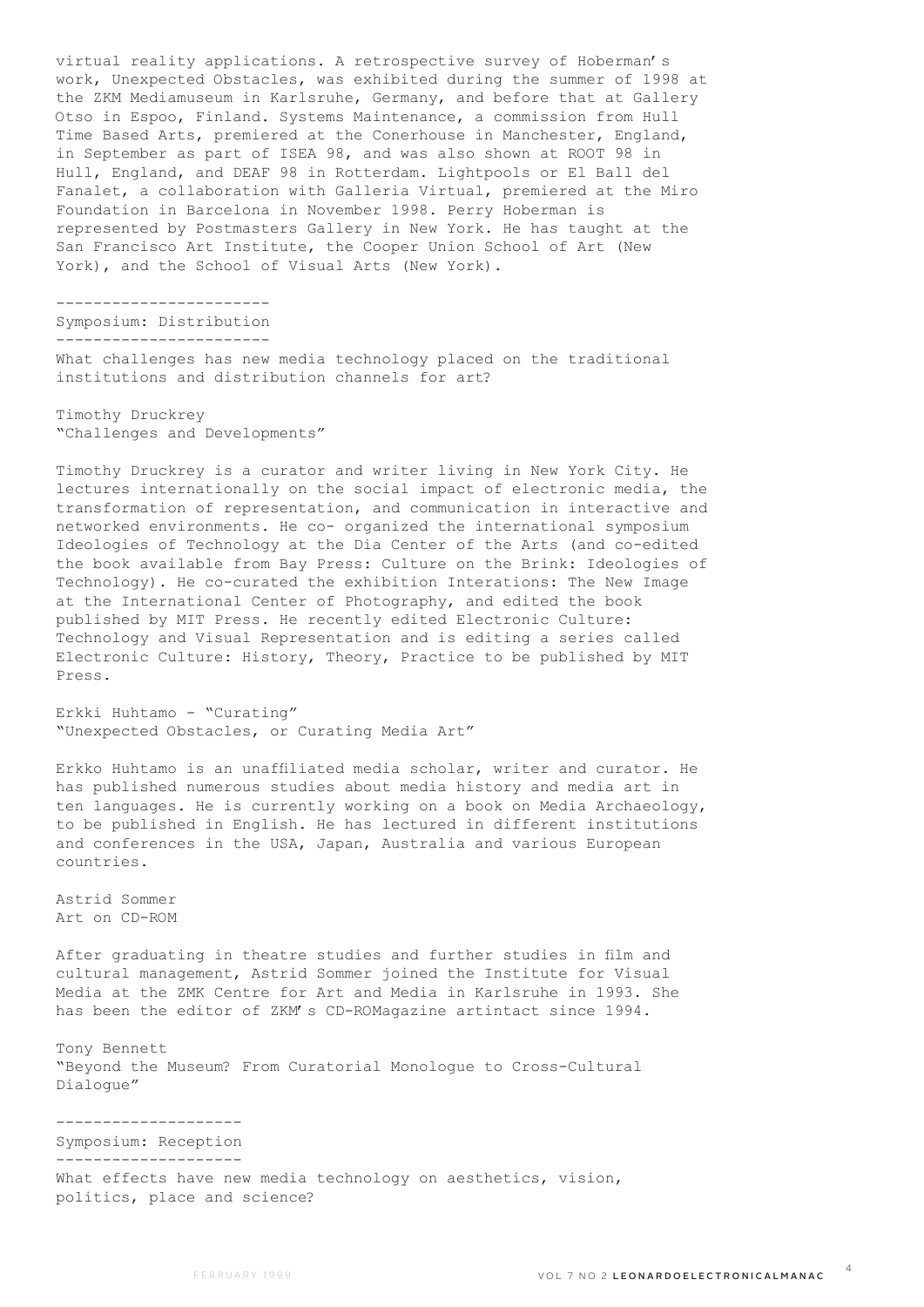virtual reality applications. A retrospective survey of Hoberman's work, Unexpected Obstacles, was exhibited during the summer of 1998 at the ZKM Mediamuseum in Karlsruhe, Germany, and before that at Gallery Otso in Espoo, Finland. Systems Maintenance, a commission from Hull Time Based Arts, premiered at the Conerhouse in Manchester, England, in September as part of ISEA 98, and was also shown at ROOT 98 in Hull, England, and DEAF 98 in Rotterdam. Lightpools or El Ball del Fanalet, a collaboration with Galleria Virtual, premiered at the Miro Foundation in Barcelona in November 1998. Perry Hoberman is represented by Postmasters Gallery in New York. He has taught at the San Francisco Art Institute, the Cooper Union School of Art (New York), and the School of Visual Arts (New York).

## Symposium: Distribution

What challenges has new media technology placed on the traditional institutions and distribution channels for art?

Timothy Druckrey
"Challenges and Developments"

Timothy Druckrey is a curator and writer living in New York City. He lectures internationally on the social impact of electronic media, the transformation of representation, and communication in interactive and networked environments. He co- organized the international symposium Ideologies of Technology at the Dia Center of the Arts (and co-edited the book available from Bay Press: Culture on the Brink: Ideologies of Technology). He co-curated the exhibition Interations: The New Image at the International Center of Photography, and edited the book published by MIT Press. He recently edited Electronic Culture: Technology and Visual Representation and is editing a series called Electronic Culture: History, Theory, Practice to be published by MIT Press.

Erkki Huhtamo - "Curating"
"Unexpected Obstacles, or Curating Media Art"

Erkko Huhtamo is an unaffiliated media scholar, writer and curator. He has published numerous studies about media history and media art in ten languages. He is currently working on a book on Media Archaeology, to be published in English. He has lectured in different institutions and conferences in the USA, Japan, Australia and various European countries.

Astrid Sommer
Art on CD-ROM

After graduating in theatre studies and further studies in film and cultural management, Astrid Sommer joined the Institute for Visual Media at the ZMK Centre for Art and Media in Karlsruhe in 1993. She has been the editor of ZKM's CD-ROMagazine artintact since 1994.

Tony Bennett
"Beyond the Museum? From Curatorial Monologue to Cross-Cultural Dialogue"

## Symposium: Reception

What effects have new media technology on aesthetics, vision, politics, place and science?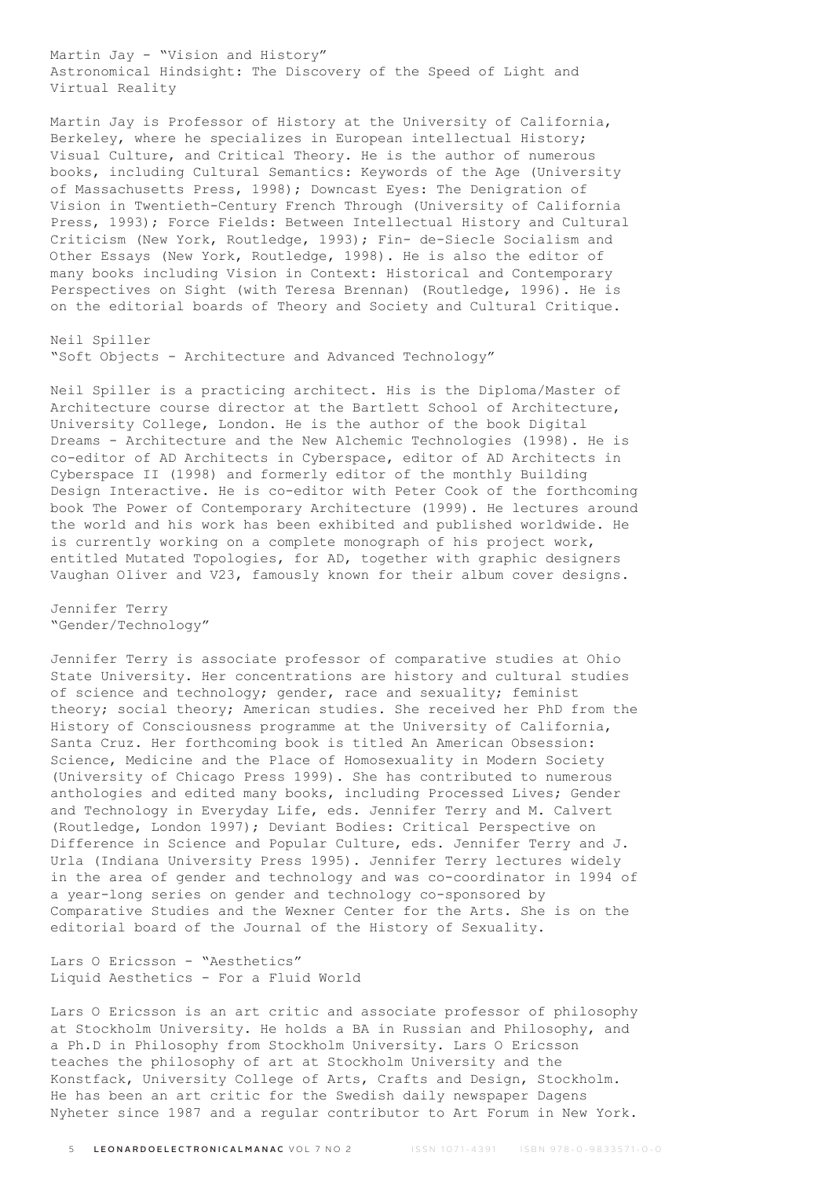Martin Jay - "Vision and History"
Astronomical Hindsight: The Discovery of the Speed of Light and Virtual Reality

Martin Jay is Professor of History at the University of California, Berkeley, where he specializes in European intellectual History; Visual Culture, and Critical Theory. He is the author of numerous books, including Cultural Semantics: Keywords of the Age (University of Massachusetts Press, 1998); Downcast Eyes: The Denigration of Vision in Twentieth-Century French Through (University of California Press, 1993); Force Fields: Between Intellectual History and Cultural Criticism (New York, Routledge, 1993); Fin- de-Siecle Socialism and Other Essays (New York, Routledge, 1998). He is also the editor of many books including Vision in Context: Historical and Contemporary Perspectives on Sight (with Teresa Brennan) (Routledge, 1996). He is on the editorial boards of Theory and Society and Cultural Critique.

Neil Spiller
"Soft Objects - Architecture and Advanced Technology"

Neil Spiller is a practicing architect. His is the Diploma/Master of Architecture course director at the Bartlett School of Architecture, University College, London. He is the author of the book Digital Dreams - Architecture and the New Alchemic Technologies (1998). He is co-editor of AD Architects in Cyberspace, editor of AD Architects in Cyberspace II (1998) and formerly editor of the monthly Building Design Interactive. He is co-editor with Peter Cook of the forthcoming book The Power of Contemporary Architecture (1999). He lectures around the world and his work has been exhibited and published worldwide. He is currently working on a complete monograph of his project work, entitled Mutated Topologies, for AD, together with graphic designers Vaughan Oliver and V23, famously known for their album cover designs.

Jennifer Terry
"Gender/Technology"

Jennifer Terry is associate professor of comparative studies at Ohio State University. Her concentrations are history and cultural studies of science and technology; gender, race and sexuality; feminist theory; social theory; American studies. She received her PhD from the History of Consciousness programme at the University of California, Santa Cruz. Her forthcoming book is titled An American Obsession: Science, Medicine and the Place of Homosexuality in Modern Society (University of Chicago Press 1999). She has contributed to numerous anthologies and edited many books, including Processed Lives; Gender and Technology in Everyday Life, eds. Jennifer Terry and M. Calvert (Routledge, London 1997); Deviant Bodies: Critical Perspective on Difference in Science and Popular Culture, eds. Jennifer Terry and J. Urla (Indiana University Press 1995). Jennifer Terry lectures widely in the area of gender and technology and was co-coordinator in 1994 of a year-long series on gender and technology co-sponsored by Comparative Studies and the Wexner Center for the Arts. She is on the editorial board of the Journal of the History of Sexuality.

Lars O Ericsson - "Aesthetics"
Liquid Aesthetics - For a Fluid World

Lars O Ericsson is an art critic and associate professor of philosophy at Stockholm University. He holds a BA in Russian and Philosophy, and a Ph.D in Philosophy from Stockholm University. Lars O Ericsson teaches the philosophy of art at Stockholm University and the Konstfack, University College of Arts, Crafts and Design, Stockholm. He has been an art critic for the Swedish daily newspaper Dagens Nyheter since 1987 and a regular contributor to Art Forum in New York.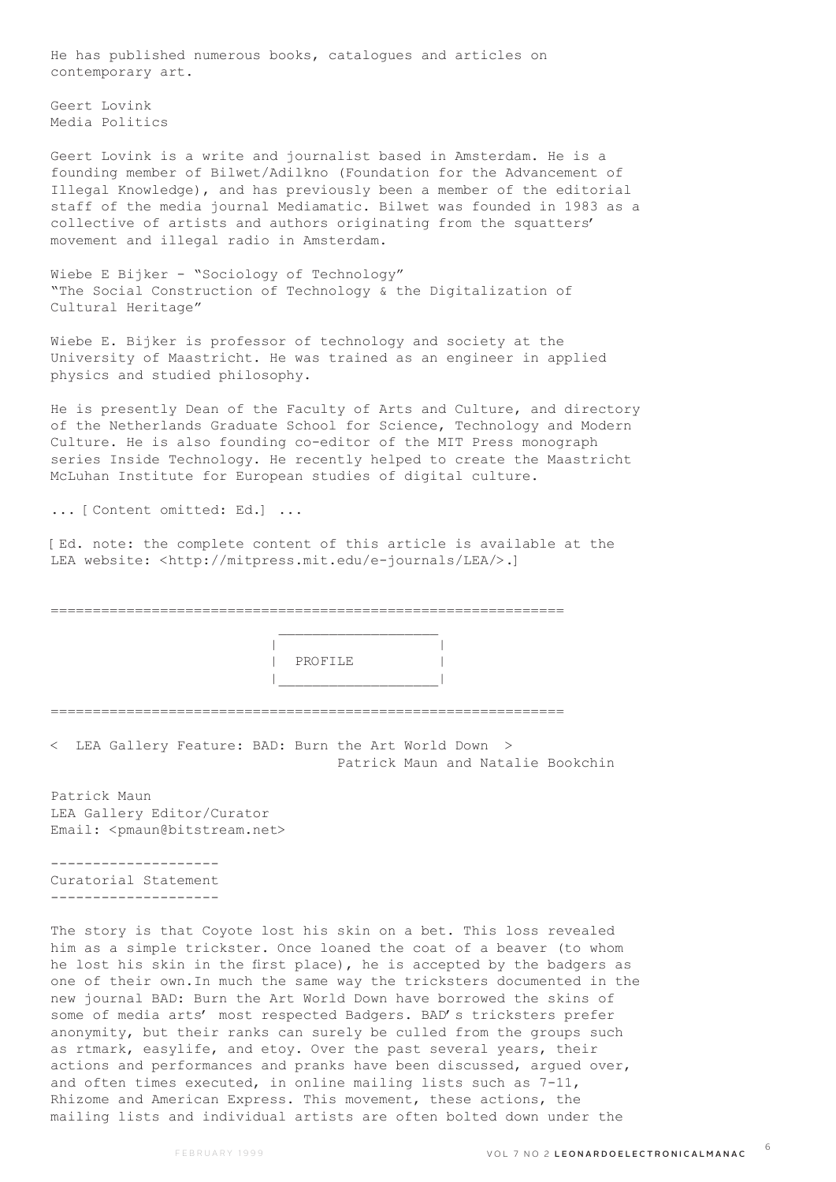He has published numerous books, catalogues and articles on contemporary art.

Geert Lovink
Media Politics

Geert Lovink is a write and journalist based in Amsterdam. He is a founding member of Bilwet/Adilkno (Foundation for the Advancement of Illegal Knowledge), and has previously been a member of the editorial staff of the media journal Mediamatic. Bilwet was founded in 1983 as a collective of artists and authors originating from the squatters' movement and illegal radio in Amsterdam.

Wiebe E Bijker - "Sociology of Technology"
"The Social Construction of Technology & the Digitalization of Cultural Heritage"

Wiebe E. Bijker is professor of technology and society at the University of Maastricht. He was trained as an engineer in applied physics and studied philosophy.

He is presently Dean of the Faculty of Arts and Culture, and directory of the Netherlands Graduate School for Science, Technology and Modern Culture. He is also founding co-editor of the MIT Press monograph series Inside Technology. He recently helped to create the Maastricht McLuhan Institute for European studies of digital culture.

... [ Content omitted: Ed.] ...

[ Ed. note: the complete content of this article is available at the LEA website: <http://mitpress.mit.edu/e-journals/LEA/>.]

---

## PROFILE

---

< LEA Gallery Feature: BAD: Burn the Art World Down >
Patrick Maun and Natalie Bookchin

Patrick Maun
LEA Gallery Editor/Curator
Email: <pmaun@bitstream.net>

### Curatorial Statement

The story is that Coyote lost his skin on a bet. This loss revealed him as a simple trickster. Once loaned the coat of a beaver (to whom he lost his skin in the first place), he is accepted by the badgers as one of their own.In much the same way the tricksters documented in the new journal BAD: Burn the Art World Down have borrowed the skins of some of media arts' most respected Badgers. BAD's tricksters prefer anonymity, but their ranks can surely be culled from the groups such as rtmark, easylife, and etoy. Over the past several years, their actions and performances and pranks have been discussed, argued over, and often times executed, in online mailing lists such as 7-11, Rhizome and American Express. This movement, these actions, the mailing lists and individual artists are often bolted down under the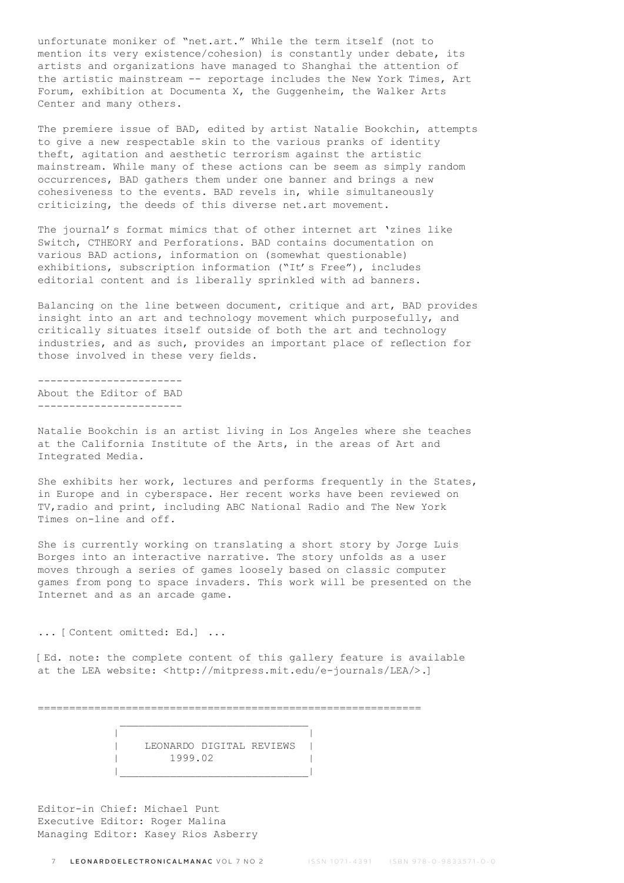unfortunate moniker of "net.art." While the term itself (not to mention its very existence/cohesion) is constantly under debate, its artists and organizations have managed to Shanghai the attention of the artistic mainstream -- reportage includes the New York Times, Art Forum, exhibition at Documenta X, the Guggenheim, the Walker Arts Center and many others.

The premiere issue of BAD, edited by artist Natalie Bookchin, attempts to give a new respectable skin to the various pranks of identity theft, agitation and aesthetic terrorism against the artistic mainstream. While many of these actions can be seem as simply random occurrences, BAD gathers them under one banner and brings a new cohesiveness to the events. BAD revels in, while simultaneously criticizing, the deeds of this diverse net.art movement.

The journal's format mimics that of other internet art 'zines like Switch, CTHEORY and Perforations. BAD contains documentation on various BAD actions, information on (somewhat questionable) exhibitions, subscription information ("It's Free"), includes editorial content and is liberally sprinkled with ad banners.

Balancing on the line between document, critique and art, BAD provides insight into an art and technology movement which purposefully, and critically situates itself outside of both the art and technology industries, and as such, provides an important place of reflection for those involved in these very fields.

-----------------------
About the Editor of BAD
-----------------------

Natalie Bookchin is an artist living in Los Angeles where she teaches at the California Institute of the Arts, in the areas of Art and Integrated Media.

She exhibits her work, lectures and performs frequently in the States, in Europe and in cyberspace. Her recent works have been reviewed on TV,radio and print, including ABC National Radio and The New York Times on-line and off.

She is currently working on translating a short story by Jorge Luis Borges into an interactive narrative. The story unfolds as a user moves through a series of games loosely based on classic computer games from pong to space invaders. This work will be presented on the Internet and as an arcade game.

... [ Content omitted: Ed.] ...

[ Ed. note: the complete content of this gallery feature is available at the LEA website: <http://mitpress.mit.edu/e-journals/LEA/>.]

============================================================

```
 ______________________________
|                              |
|   LEONARDO DIGITAL REVIEWS   |
|        1999.02               |
|______________________________|
```

Editor-in Chief: Michael Punt
Executive Editor: Roger Malina
Managing Editor: Kasey Rios Asberry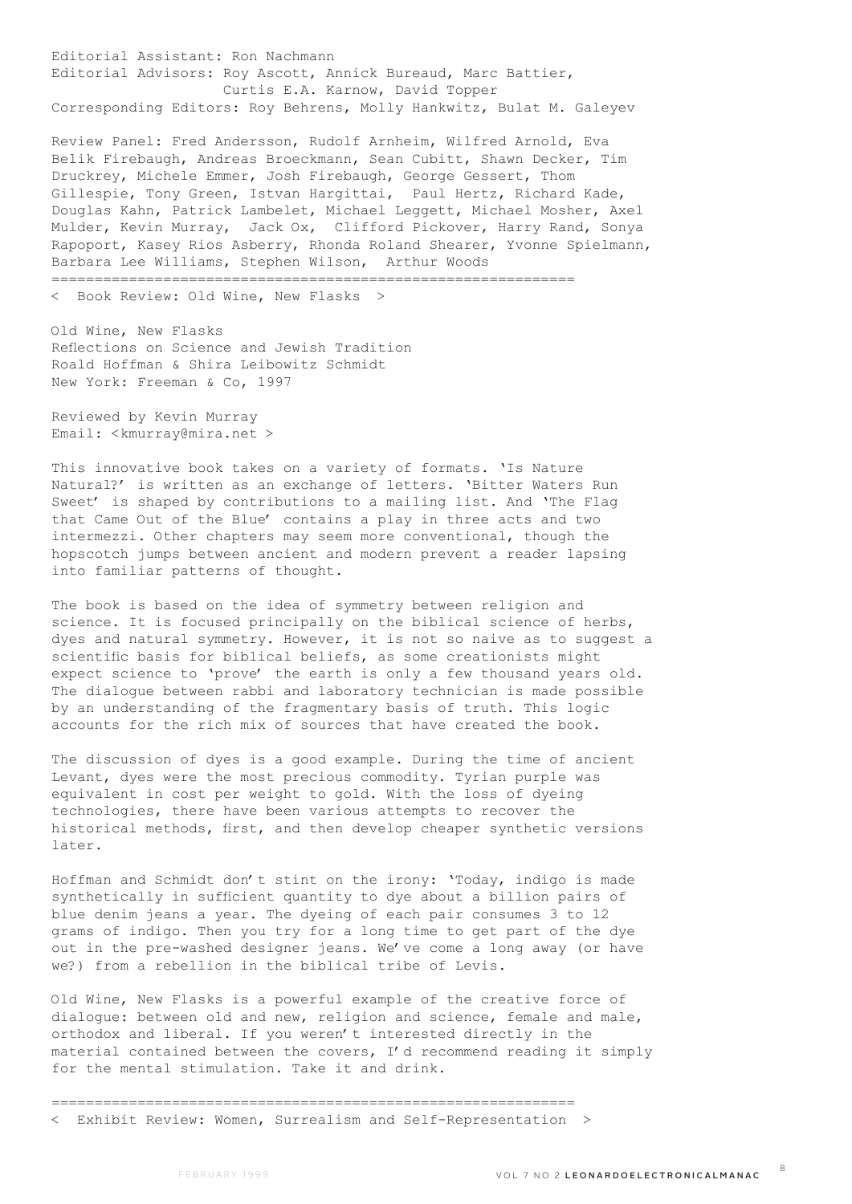Editorial Assistant: Ron Nachmann
Editorial Advisors: Roy Ascott, Annick Bureaud, Marc Battier, Curtis E.A. Karnow, David Topper
Corresponding Editors: Roy Behrens, Molly Hankwitz, Bulat M. Galeyev

Review Panel: Fred Andersson, Rudolf Arnheim, Wilfred Arnold, Eva Belik Firebaugh, Andreas Broeckmann, Sean Cubitt, Shawn Decker, Tim Druckrey, Michele Emmer, Josh Firebaugh, George Gessert, Thom Gillespie, Tony Green, Istvan Hargittai, Paul Hertz, Richard Kade, Douglas Kahn, Patrick Lambelet, Michael Leggett, Michael Mosher, Axel Mulder, Kevin Murray, Jack Ox, Clifford Pickover, Harry Rand, Sonya Rapoport, Kasey Rios Asberry, Rhonda Roland Shearer, Yvonne Spielmann, Barbara Lee Williams, Stephen Wilson, Arthur Woods

=============================================================

< Book Review: Old Wine, New Flasks >

Old Wine, New Flasks
Reflections on Science and Jewish Tradition
Roald Hoffman & Shira Leibowitz Schmidt
New York: Freeman & Co, 1997

Reviewed by Kevin Murray
Email: <kmurray@mira.net >

This innovative book takes on a variety of formats. 'Is Nature Natural?' is written as an exchange of letters. 'Bitter Waters Run Sweet' is shaped by contributions to a mailing list. And 'The Flag that Came Out of the Blue' contains a play in three acts and two intermezzi. Other chapters may seem more conventional, though the hopscotch jumps between ancient and modern prevent a reader lapsing into familiar patterns of thought.

The book is based on the idea of symmetry between religion and science. It is focused principally on the biblical science of herbs, dyes and natural symmetry. However, it is not so naive as to suggest a scientific basis for biblical beliefs, as some creationists might expect science to 'prove' the earth is only a few thousand years old. The dialogue between rabbi and laboratory technician is made possible by an understanding of the fragmentary basis of truth. This logic accounts for the rich mix of sources that have created the book.

The discussion of dyes is a good example. During the time of ancient Levant, dyes were the most precious commodity. Tyrian purple was equivalent in cost per weight to gold. With the loss of dyeing technologies, there have been various attempts to recover the historical methods, first, and then develop cheaper synthetic versions later.

Hoffman and Schmidt don't stint on the irony: 'Today, indigo is made synthetically in sufficient quantity to dye about a billion pairs of blue denim jeans a year. The dyeing of each pair consumes 3 to 12 grams of indigo. Then you try for a long time to get part of the dye out in the pre-washed designer jeans. We've come a long away (or have we?) from a rebellion in the biblical tribe of Levis.

Old Wine, New Flasks is a powerful example of the creative force of dialogue: between old and new, religion and science, female and male, orthodox and liberal. If you weren't interested directly in the material contained between the covers, I'd recommend reading it simply for the mental stimulation. Take it and drink.

=============================================================

< Exhibit Review: Women, Surrealism and Self-Representation >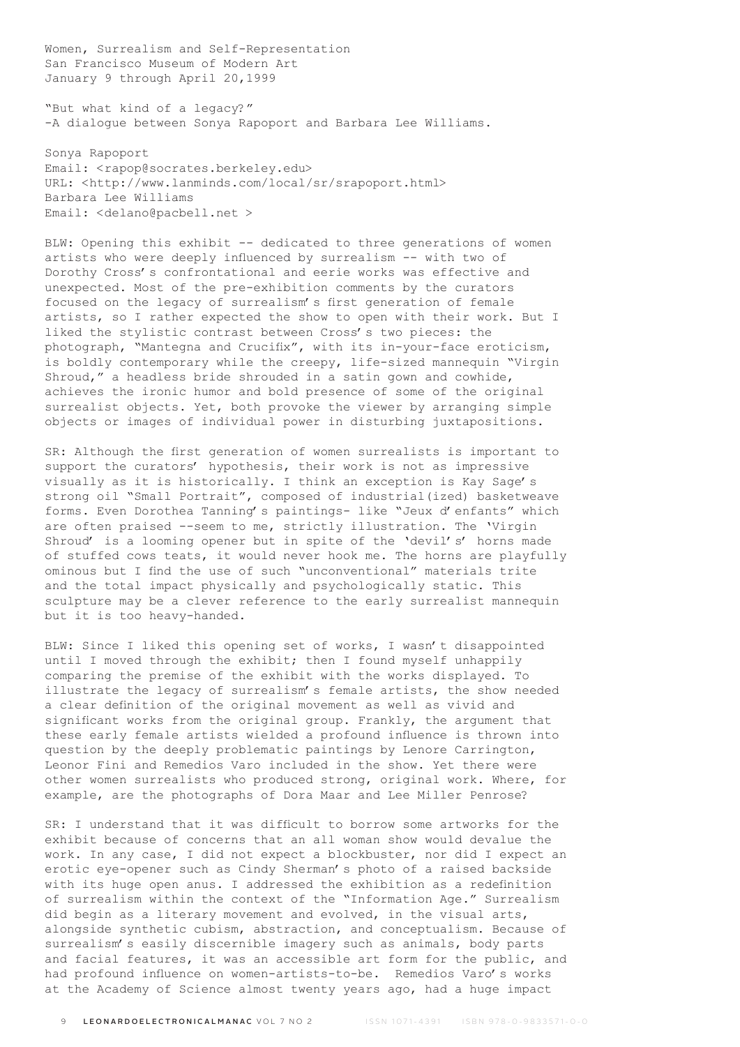Women, Surrealism and Self-Representation
San Francisco Museum of Modern Art
January 9 through April 20,1999

"But what kind of a legacy?"
-A dialogue between Sonya Rapoport and Barbara Lee Williams.

Sonya Rapoport
Email: <rapop@socrates.berkeley.edu>
URL: <http://www.lanminds.com/local/sr/srapoport.html>
Barbara Lee Williams
Email: <delano@pacbell.net >

BLW: Opening this exhibit -- dedicated to three generations of women artists who were deeply influenced by surrealism -- with two of Dorothy Cross's confrontational and eerie works was effective and unexpected. Most of the pre-exhibition comments by the curators focused on the legacy of surrealism's first generation of female artists, so I rather expected the show to open with their work. But I liked the stylistic contrast between Cross's two pieces: the photograph, "Mantegna and Crucifix", with its in-your-face eroticism, is boldly contemporary while the creepy, life-sized mannequin "Virgin Shroud," a headless bride shrouded in a satin gown and cowhide, achieves the ironic humor and bold presence of some of the original surrealist objects. Yet, both provoke the viewer by arranging simple objects or images of individual power in disturbing juxtapositions.

SR: Although the first generation of women surrealists is important to support the curators' hypothesis, their work is not as impressive visually as it is historically. I think an exception is Kay Sage's strong oil "Small Portrait", composed of industrial(ized) basketweave forms. Even Dorothea Tanning's paintings- like "Jeux d'enfants" which are often praised --seem to me, strictly illustration. The 'Virgin Shroud' is a looming opener but in spite of the 'devil's' horns made of stuffed cows teats, it would never hook me. The horns are playfully ominous but I find the use of such "unconventional" materials trite and the total impact physically and psychologically static. This sculpture may be a clever reference to the early surrealist mannequin but it is too heavy-handed.

BLW: Since I liked this opening set of works, I wasn't disappointed until I moved through the exhibit; then I found myself unhappily comparing the premise of the exhibit with the works displayed. To illustrate the legacy of surrealism's female artists, the show needed a clear definition of the original movement as well as vivid and significant works from the original group. Frankly, the argument that these early female artists wielded a profound influence is thrown into question by the deeply problematic paintings by Lenore Carrington, Leonor Fini and Remedios Varo included in the show. Yet there were other women surrealists who produced strong, original work. Where, for example, are the photographs of Dora Maar and Lee Miller Penrose?

SR: I understand that it was difficult to borrow some artworks for the exhibit because of concerns that an all woman show would devalue the work. In any case, I did not expect a blockbuster, nor did I expect an erotic eye-opener such as Cindy Sherman's photo of a raised backside with its huge open anus. I addressed the exhibition as a redefinition of surrealism within the context of the "Information Age." Surrealism did begin as a literary movement and evolved, in the visual arts, alongside synthetic cubism, abstraction, and conceptualism. Because of surrealism's easily discernible imagery such as animals, body parts and facial features, it was an accessible art form for the public, and had profound influence on women-artists-to-be. Remedios Varo's works at the Academy of Science almost twenty years ago, had a huge impact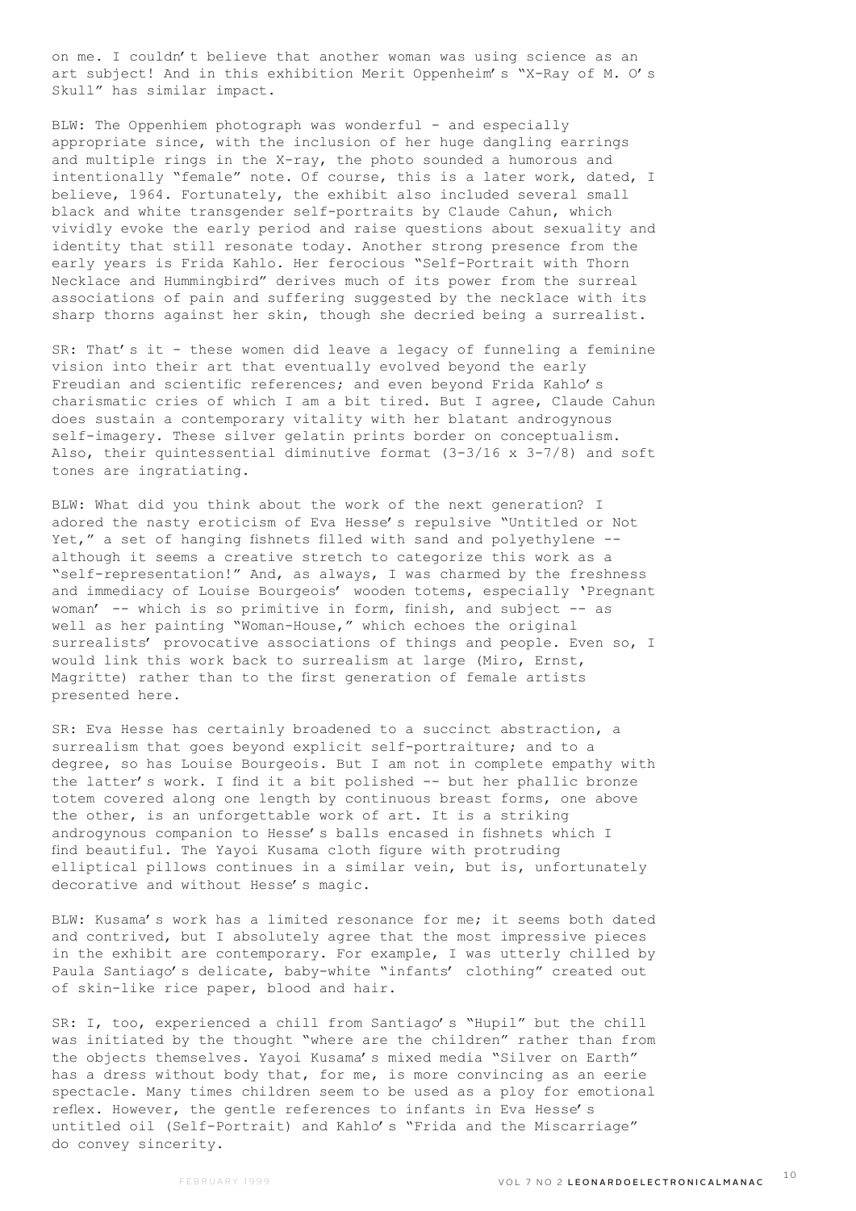on me. I couldn't believe that another woman was using science as an art subject! And in this exhibition Merit Oppenheim's "X-Ray of M. O's Skull" has similar impact.

BLW: The Oppenhiem photograph was wonderful - and especially appropriate since, with the inclusion of her huge dangling earrings and multiple rings in the X-ray, the photo sounded a humorous and intentionally "female" note. Of course, this is a later work, dated, I believe, 1964. Fortunately, the exhibit also included several small black and white transgender self-portraits by Claude Cahun, which vividly evoke the early period and raise questions about sexuality and identity that still resonate today. Another strong presence from the early years is Frida Kahlo. Her ferocious "Self-Portrait with Thorn Necklace and Hummingbird" derives much of its power from the surreal associations of pain and suffering suggested by the necklace with its sharp thorns against her skin, though she decried being a surrealist.

SR: That's it - these women did leave a legacy of funneling a feminine vision into their art that eventually evolved beyond the early Freudian and scientific references; and even beyond Frida Kahlo's charismatic cries of which I am a bit tired. But I agree, Claude Cahun does sustain a contemporary vitality with her blatant androgynous self-imagery. These silver gelatin prints border on conceptualism. Also, their quintessential diminutive format (3-3/16 x 3-7/8) and soft tones are ingratiating.

BLW: What did you think about the work of the next generation? I adored the nasty eroticism of Eva Hesse's repulsive "Untitled or Not Yet," a set of hanging fishnets filled with sand and polyethylene -- although it seems a creative stretch to categorize this work as a "self-representation!" And, as always, I was charmed by the freshness and immediacy of Louise Bourgeois' wooden totems, especially 'Pregnant woman' -- which is so primitive in form, finish, and subject -- as well as her painting "Woman-House," which echoes the original surrealists' provocative associations of things and people. Even so, I would link this work back to surrealism at large (Miro, Ernst, Magritte) rather than to the first generation of female artists presented here.

SR: Eva Hesse has certainly broadened to a succinct abstraction, a surrealism that goes beyond explicit self-portraiture; and to a degree, so has Louise Bourgeois. But I am not in complete empathy with the latter's work. I find it a bit polished -- but her phallic bronze totem covered along one length by continuous breast forms, one above the other, is an unforgettable work of art. It is a striking androgynous companion to Hesse's balls encased in fishnets which I find beautiful. The Yayoi Kusama cloth figure with protruding elliptical pillows continues in a similar vein, but is, unfortunately decorative and without Hesse's magic.

BLW: Kusama's work has a limited resonance for me; it seems both dated and contrived, but I absolutely agree that the most impressive pieces in the exhibit are contemporary. For example, I was utterly chilled by Paula Santiago's delicate, baby-white "infants' clothing" created out of skin-like rice paper, blood and hair.

SR: I, too, experienced a chill from Santiago's "Hupil" but the chill was initiated by the thought "where are the children" rather than from the objects themselves. Yayoi Kusama's mixed media "Silver on Earth" has a dress without body that, for me, is more convincing as an eerie spectacle. Many times children seem to be used as a ploy for emotional reflex. However, the gentle references to infants in Eva Hesse's untitled oil (Self-Portrait) and Kahlo's "Frida and the Miscarriage" do convey sincerity.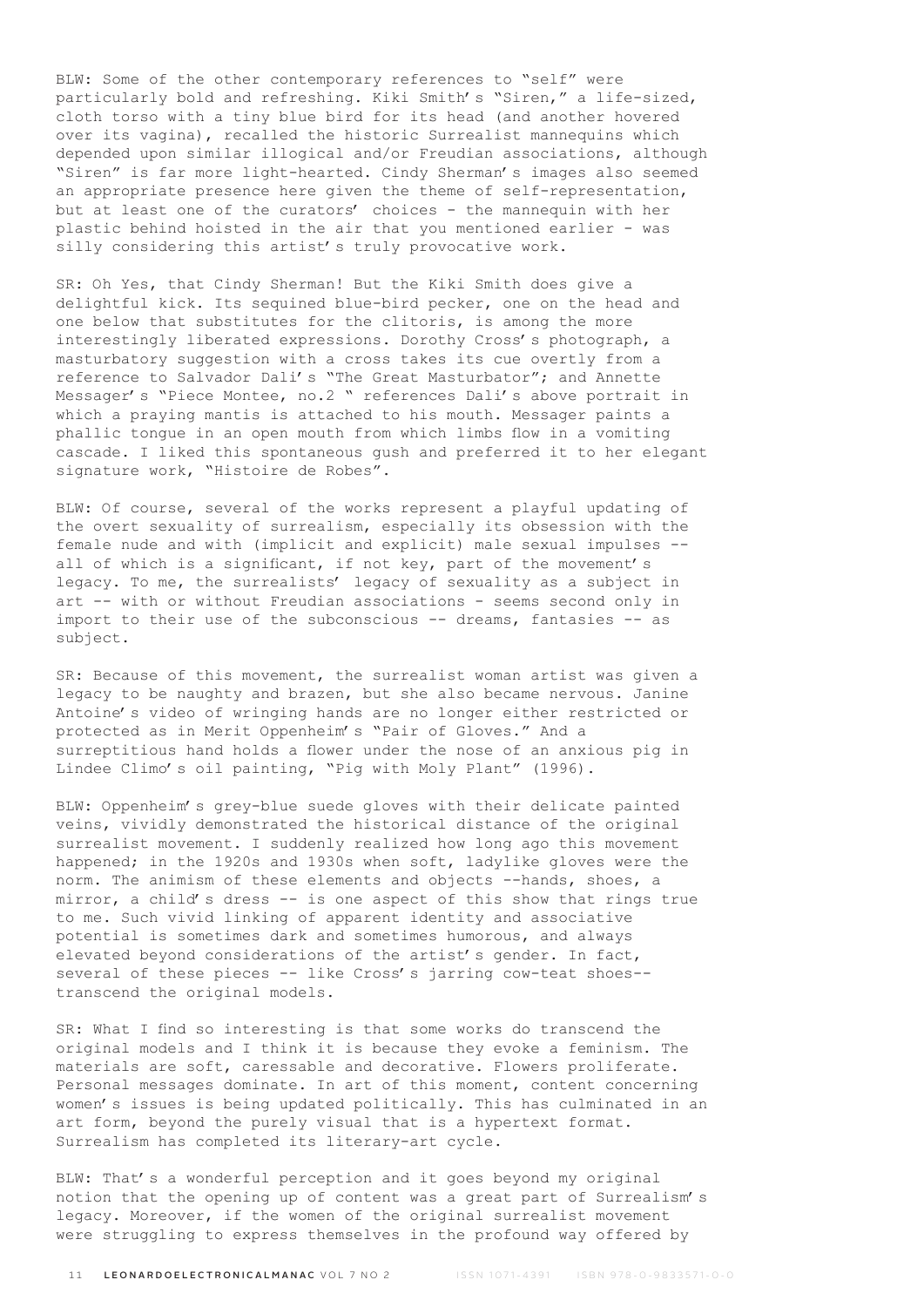BLW: Some of the other contemporary references to "self" were particularly bold and refreshing. Kiki Smith's "Siren," a life-sized, cloth torso with a tiny blue bird for its head (and another hovered over its vagina), recalled the historic Surrealist mannequins which depended upon similar illogical and/or Freudian associations, although "Siren" is far more light-hearted. Cindy Sherman's images also seemed an appropriate presence here given the theme of self-representation, but at least one of the curators' choices - the mannequin with her plastic behind hoisted in the air that you mentioned earlier - was silly considering this artist's truly provocative work.

SR: Oh Yes, that Cindy Sherman! But the Kiki Smith does give a delightful kick. Its sequined blue-bird pecker, one on the head and one below that substitutes for the clitoris, is among the more interestingly liberated expressions. Dorothy Cross's photograph, a masturbatory suggestion with a cross takes its cue overtly from a reference to Salvador Dali's "The Great Masturbator"; and Annette Messager's "Piece Montee, no.2 " references Dali's above portrait in which a praying mantis is attached to his mouth. Messager paints a phallic tongue in an open mouth from which limbs flow in a vomiting cascade. I liked this spontaneous gush and preferred it to her elegant signature work, "Histoire de Robes".

BLW: Of course, several of the works represent a playful updating of the overt sexuality of surrealism, especially its obsession with the female nude and with (implicit and explicit) male sexual impulses -- all of which is a significant, if not key, part of the movement's legacy. To me, the surrealists' legacy of sexuality as a subject in art -- with or without Freudian associations - seems second only in import to their use of the subconscious -- dreams, fantasies -- as subject.

SR: Because of this movement, the surrealist woman artist was given a legacy to be naughty and brazen, but she also became nervous. Janine Antoine's video of wringing hands are no longer either restricted or protected as in Merit Oppenheim's "Pair of Gloves." And a surreptitious hand holds a flower under the nose of an anxious pig in Lindee Climo's oil painting, "Pig with Moly Plant" (1996).

BLW: Oppenheim's grey-blue suede gloves with their delicate painted veins, vividly demonstrated the historical distance of the original surrealist movement. I suddenly realized how long ago this movement happened; in the 1920s and 1930s when soft, ladylike gloves were the norm. The animism of these elements and objects --hands, shoes, a mirror, a child's dress -- is one aspect of this show that rings true to me. Such vivid linking of apparent identity and associative potential is sometimes dark and sometimes humorous, and always elevated beyond considerations of the artist's gender. In fact, several of these pieces -- like Cross's jarring cow-teat shoes-- transcend the original models.

SR: What I find so interesting is that some works do transcend the original models and I think it is because they evoke a feminism. The materials are soft, caressable and decorative. Flowers proliferate. Personal messages dominate. In art of this moment, content concerning women's issues is being updated politically. This has culminated in an art form, beyond the purely visual that is a hypertext format. Surrealism has completed its literary-art cycle.

BLW: That's a wonderful perception and it goes beyond my original notion that the opening up of content was a great part of Surrealism's legacy. Moreover, if the women of the original surrealist movement were struggling to express themselves in the profound way offered by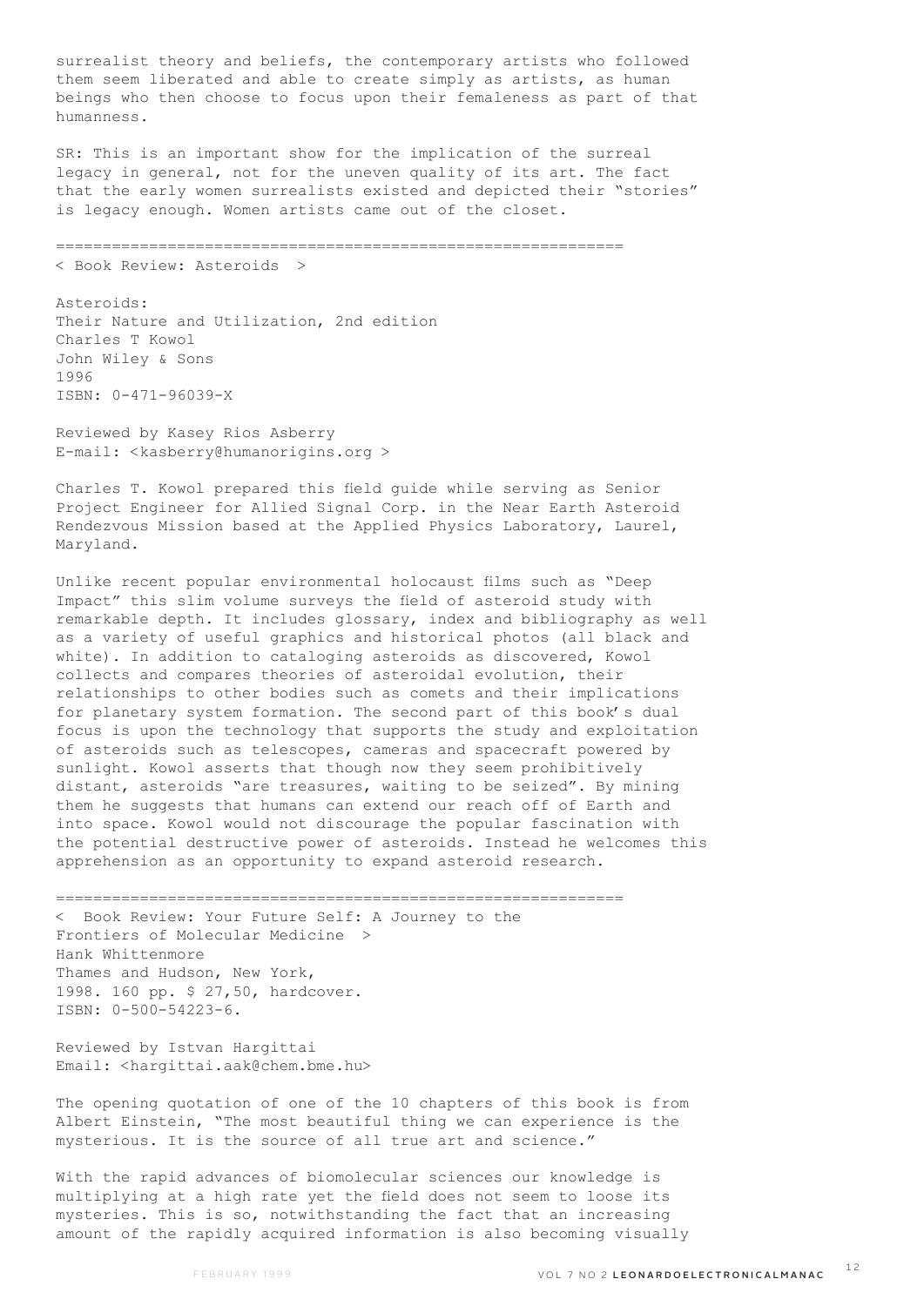surrealist theory and beliefs, the contemporary artists who followed them seem liberated and able to create simply as artists, as human beings who then choose to focus upon their femaleness as part of that humanness.

SR: This is an important show for the implication of the surreal legacy in general, not for the uneven quality of its art. The fact that the early women surrealists existed and depicted their "stories" is legacy enough. Women artists came out of the closet.

==============================================================

< Book Review: Asteroids >

Asteroids:
Their Nature and Utilization, 2nd edition
Charles T Kowol
John Wiley & Sons
1996
ISBN: 0-471-96039-X

Reviewed by Kasey Rios Asberry
E-mail: <kasberry@humanorigins.org >

Charles T. Kowol prepared this field guide while serving as Senior Project Engineer for Allied Signal Corp. in the Near Earth Asteroid Rendezvous Mission based at the Applied Physics Laboratory, Laurel, Maryland.

Unlike recent popular environmental holocaust films such as "Deep Impact" this slim volume surveys the field of asteroid study with remarkable depth. It includes glossary, index and bibliography as well as a variety of useful graphics and historical photos (all black and white). In addition to cataloging asteroids as discovered, Kowol collects and compares theories of asteroidal evolution, their relationships to other bodies such as comets and their implications for planetary system formation. The second part of this book's dual focus is upon the technology that supports the study and exploitation of asteroids such as telescopes, cameras and spacecraft powered by sunlight. Kowol asserts that though now they seem prohibitively distant, asteroids "are treasures, waiting to be seized". By mining them he suggests that humans can extend our reach off of Earth and into space. Kowol would not discourage the popular fascination with the potential destructive power of asteroids. Instead he welcomes this apprehension as an opportunity to expand asteroid research.

==============================================================

< Book Review: Your Future Self: A Journey to the Frontiers of Molecular Medicine >
Hank Whittenmore
Thames and Hudson, New York,
1998. 160 pp. $ 27,50, hardcover.
ISBN: 0-500-54223-6.

Reviewed by Istvan Hargittai
Email: <hargittai.aak@chem.bme.hu>

The opening quotation of one of the 10 chapters of this book is from Albert Einstein, "The most beautiful thing we can experience is the mysterious. It is the source of all true art and science."

With the rapid advances of biomolecular sciences our knowledge is multiplying at a high rate yet the field does not seem to loose its mysteries. This is so, notwithstanding the fact that an increasing amount of the rapidly acquired information is also becoming visually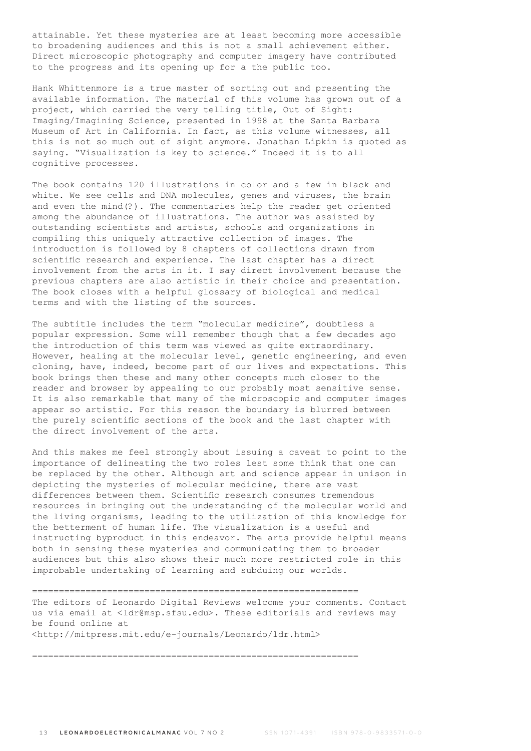attainable. Yet these mysteries are at least becoming more accessible to broadening audiences and this is not a small achievement either. Direct microscopic photography and computer imagery have contributed to the progress and its opening up for a the public too.

Hank Whittenmore is a true master of sorting out and presenting the available information. The material of this volume has grown out of a project, which carried the very telling title, Out of Sight: Imaging/Imagining Science, presented in 1998 at the Santa Barbara Museum of Art in California. In fact, as this volume witnesses, all this is not so much out of sight anymore. Jonathan Lipkin is quoted as saying. "Visualization is key to science." Indeed it is to all cognitive processes.

The book contains 120 illustrations in color and a few in black and white. We see cells and DNA molecules, genes and viruses, the brain and even the mind(?). The commentaries help the reader get oriented among the abundance of illustrations. The author was assisted by outstanding scientists and artists, schools and organizations in compiling this uniquely attractive collection of images. The introduction is followed by 8 chapters of collections drawn from scientific research and experience. The last chapter has a direct involvement from the arts in it. I say direct involvement because the previous chapters are also artistic in their choice and presentation. The book closes with a helpful glossary of biological and medical terms and with the listing of the sources.

The subtitle includes the term "molecular medicine", doubtless a popular expression. Some will remember though that a few decades ago the introduction of this term was viewed as quite extraordinary. However, healing at the molecular level, genetic engineering, and even cloning, have, indeed, become part of our lives and expectations. This book brings then these and many other concepts much closer to the reader and browser by appealing to our probably most sensitive sense. It is also remarkable that many of the microscopic and computer images appear so artistic. For this reason the boundary is blurred between the purely scientific sections of the book and the last chapter with the direct involvement of the arts.

And this makes me feel strongly about issuing a caveat to point to the importance of delineating the two roles lest some think that one can be replaced by the other. Although art and science appear in unison in depicting the mysteries of molecular medicine, there are vast differences between them. Scientific research consumes tremendous resources in bringing out the understanding of the molecular world and the living organisms, leading to the utilization of this knowledge for the betterment of human life. The visualization is a useful and instructing byproduct in this endeavor. The arts provide helpful means both in sensing these mysteries and communicating them to broader audiences but this also shows their much more restricted role in this improbable undertaking of learning and subduing our worlds.

==============================================================

The editors of Leonardo Digital Reviews welcome your comments. Contact us via email at <ldr@msp.sfsu.edu>. These editorials and reviews may be found online at <http://mitpress.mit.edu/e-journals/Leonardo/ldr.html>

==============================================================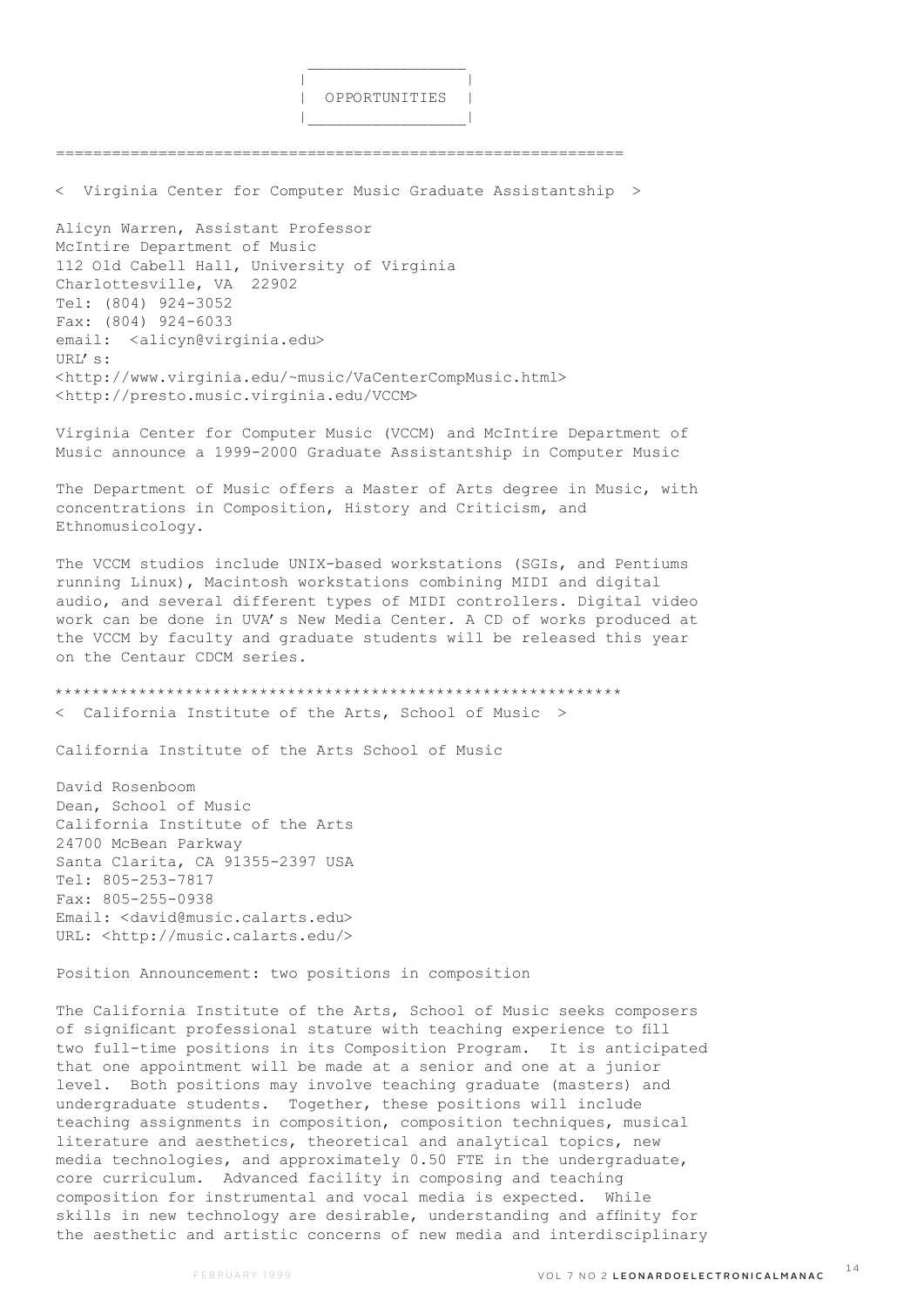## OPPORTUNITIES

---

### < Virginia Center for Computer Music Graduate Assistantship >

Alicyn Warren, Assistant Professor
McIntire Department of Music
112 Old Cabell Hall, University of Virginia
Charlottesville, VA 22902
Tel: (804) 924-3052
Fax: (804) 924-6033
email: <alicyn@virginia.edu>
URL's:
<http://www.virginia.edu/~music/VaCenterCompMusic.html>
<http://presto.music.virginia.edu/VCCM>

Virginia Center for Computer Music (VCCM) and McIntire Department of Music announce a 1999-2000 Graduate Assistantship in Computer Music

The Department of Music offers a Master of Arts degree in Music, with concentrations in Composition, History and Criticism, and Ethnomusicology.

The VCCM studios include UNIX-based workstations (SGIs, and Pentiums running Linux), Macintosh workstations combining MIDI and digital audio, and several different types of MIDI controllers. Digital video work can be done in UVA's New Media Center. A CD of works produced at the VCCM by faculty and graduate students will be released this year on the Centaur CDCM series.

***

### < California Institute of the Arts, School of Music >

California Institute of the Arts School of Music

David Rosenboom
Dean, School of Music
California Institute of the Arts
24700 McBean Parkway
Santa Clarita, CA 91355-2397 USA
Tel: 805-253-7817
Fax: 805-255-0938
Email: <david@music.calarts.edu>
URL: <http://music.calarts.edu/>

Position Announcement: two positions in composition

The California Institute of the Arts, School of Music seeks composers of significant professional stature with teaching experience to fill two full-time positions in its Composition Program. It is anticipated that one appointment will be made at a senior and one at a junior level. Both positions may involve teaching graduate (masters) and undergraduate students. Together, these positions will include teaching assignments in composition, composition techniques, musical literature and aesthetics, theoretical and analytical topics, new media technologies, and approximately 0.50 FTE in the undergraduate, core curriculum. Advanced facility in composing and teaching composition for instrumental and vocal media is expected. While skills in new technology are desirable, understanding and affinity for the aesthetic and artistic concerns of new media and interdisciplinary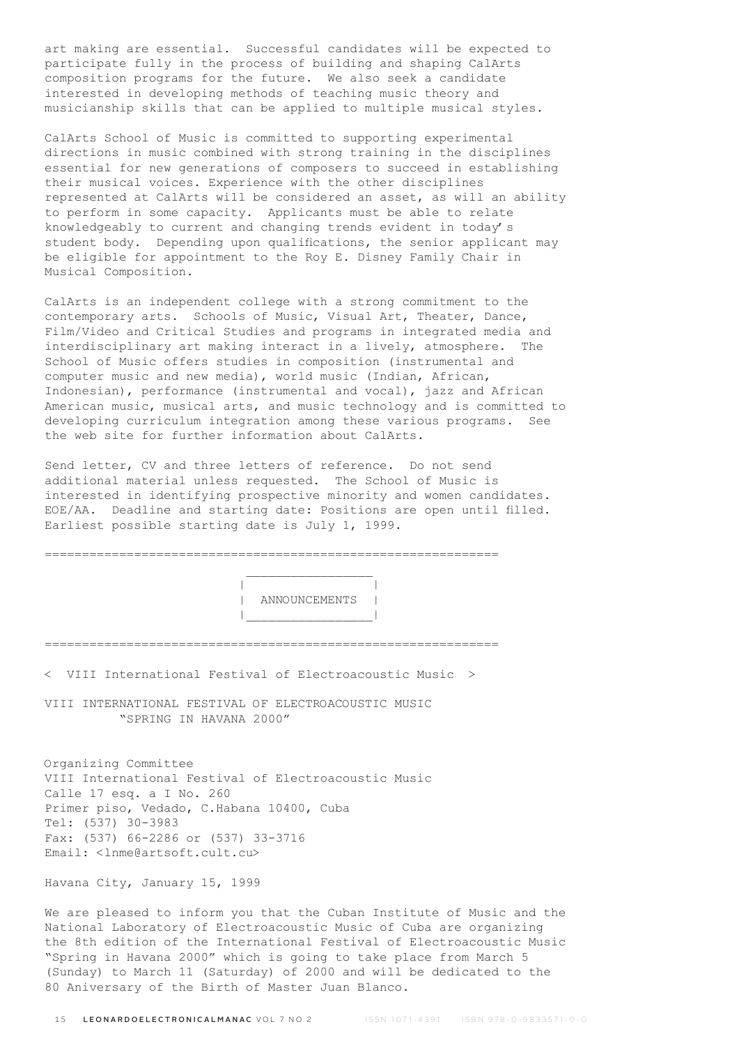art making are essential. Successful candidates will be expected to participate fully in the process of building and shaping CalArts composition programs for the future. We also seek a candidate interested in developing methods of teaching music theory and musicianship skills that can be applied to multiple musical styles.

CalArts School of Music is committed to supporting experimental directions in music combined with strong training in the disciplines essential for new generations of composers to succeed in establishing their musical voices. Experience with the other disciplines represented at CalArts will be considered an asset, as will an ability to perform in some capacity. Applicants must be able to relate knowledgeably to current and changing trends evident in today's student body. Depending upon qualifications, the senior applicant may be eligible for appointment to the Roy E. Disney Family Chair in Musical Composition.

CalArts is an independent college with a strong commitment to the contemporary arts. Schools of Music, Visual Art, Theater, Dance, Film/Video and Critical Studies and programs in integrated media and interdisciplinary art making interact in a lively, atmosphere. The School of Music offers studies in composition (instrumental and computer music and new media), world music (Indian, African, Indonesian), performance (instrumental and vocal), jazz and African American music, musical arts, and music technology and is committed to developing curriculum integration among these various programs. See the web site for further information about CalArts.

Send letter, CV and three letters of reference. Do not send additional material unless requested. The School of Music is interested in identifying prospective minority and women candidates. EOE/AA. Deadline and starting date: Positions are open until filled. Earliest possible starting date is July 1, 1999.

## ANNOUNCEMENTS

< VIII International Festival of Electroacoustic Music >

### VIII INTERNATIONAL FESTIVAL OF ELECTROACOUSTIC MUSIC "SPRING IN HAVANA 2000"

Organizing Committee
VIII International Festival of Electroacoustic Music
Calle 17 esq. a I No. 260
Primer piso, Vedado, C.Habana 10400, Cuba
Tel: (537) 30-3983
Fax: (537) 66-2286 or (537) 33-3716
Email: <lnme@artsoft.cult.cu>

Havana City, January 15, 1999

We are pleased to inform you that the Cuban Institute of Music and the National Laboratory of Electroacoustic Music of Cuba are organizing the 8th edition of the International Festival of Electroacoustic Music "Spring in Havana 2000" which is going to take place from March 5 (Sunday) to March 11 (Saturday) of 2000 and will be dedicated to the 80 Aniversary of the Birth of Master Juan Blanco.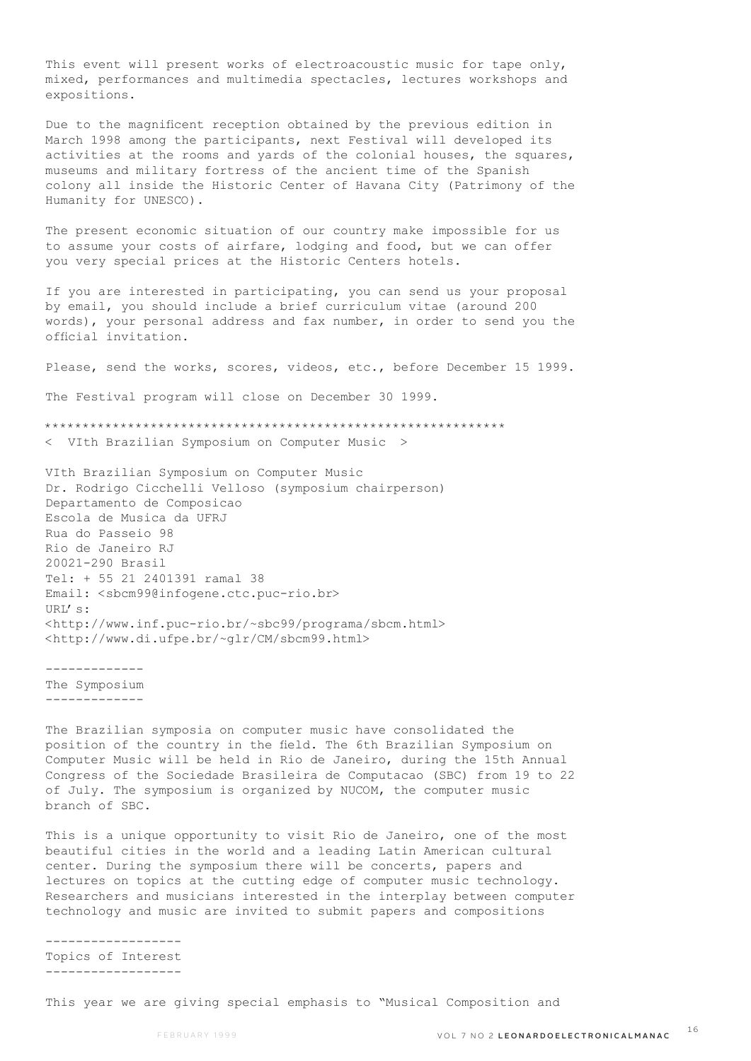This event will present works of electroacoustic music for tape only, mixed, performances and multimedia spectacles, lectures workshops and expositions.

Due to the magnificent reception obtained by the previous edition in March 1998 among the participants, next Festival will developed its activities at the rooms and yards of the colonial houses, the squares, museums and military fortress of the ancient time of the Spanish colony all inside the Historic Center of Havana City (Patrimony of the Humanity for UNESCO).

The present economic situation of our country make impossible for us to assume your costs of airfare, lodging and food, but we can offer you very special prices at the Historic Centers hotels.

If you are interested in participating, you can send us your proposal by email, you should include a brief curriculum vitae (around 200 words), your personal address and fax number, in order to send you the official invitation.

Please, send the works, scores, videos, etc., before December 15 1999.

The Festival program will close on December 30 1999.

*************************************************************

< VIth Brazilian Symposium on Computer Music >

VIth Brazilian Symposium on Computer Music
Dr. Rodrigo Cicchelli Velloso (symposium chairperson)
Departamento de Composicao
Escola de Musica da UFRJ
Rua do Passeio 98
Rio de Janeiro RJ
20021-290 Brasil
Tel: + 55 21 2401391 ramal 38
Email: <sbcm99@infogene.ctc.puc-rio.br>
URL's:
<http://www.inf.puc-rio.br/~sbc99/programa/sbcm.html>
<http://www.di.ufpe.br/~glr/CM/sbcm99.html>

-------------
The Symposium
-------------

The Brazilian symposia on computer music have consolidated the position of the country in the field. The 6th Brazilian Symposium on Computer Music will be held in Rio de Janeiro, during the 15th Annual Congress of the Sociedade Brasileira de Computacao (SBC) from 19 to 22 of July. The symposium is organized by NUCOM, the computer music branch of SBC.

This is a unique opportunity to visit Rio de Janeiro, one of the most beautiful cities in the world and a leading Latin American cultural center. During the symposium there will be concerts, papers and lectures on topics at the cutting edge of computer music technology. Researchers and musicians interested in the interplay between computer technology and music are invited to submit papers and compositions

------------------
Topics of Interest
------------------

This year we are giving special emphasis to "Musical Composition and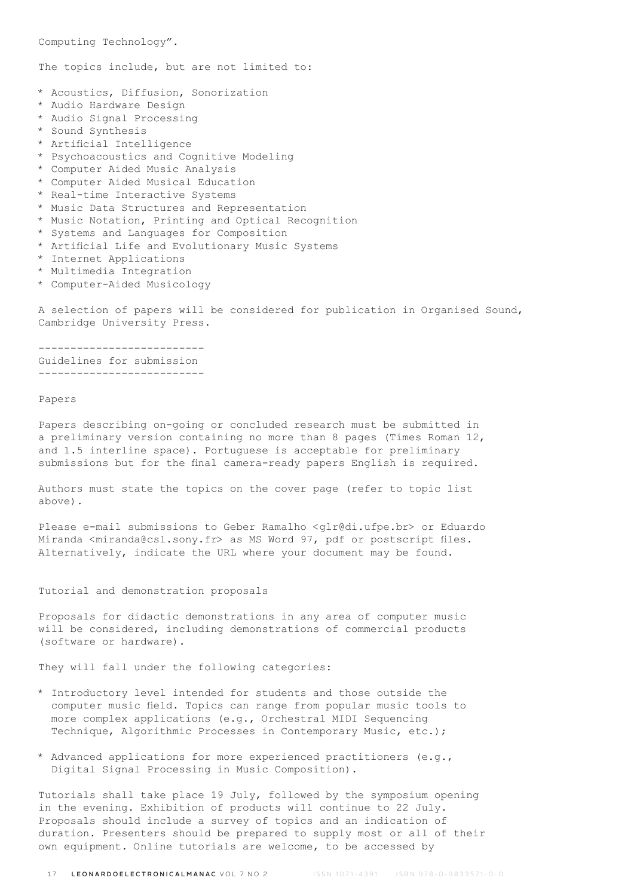Computing Technology".

The topics include, but are not limited to:

* Acoustics, Diffusion, Sonorization
* Audio Hardware Design
* Audio Signal Processing
* Sound Synthesis
* Artificial Intelligence
* Psychoacoustics and Cognitive Modeling
* Computer Aided Music Analysis
* Computer Aided Musical Education
* Real-time Interactive Systems
* Music Data Structures and Representation
* Music Notation, Printing and Optical Recognition
* Systems and Languages for Composition
* Artificial Life and Evolutionary Music Systems
* Internet Applications
* Multimedia Integration
* Computer-Aided Musicology

A selection of papers will be considered for publication in Organised Sound, Cambridge University Press.

## Guidelines for submission

### Papers

Papers describing on-going or concluded research must be submitted in a preliminary version containing no more than 8 pages (Times Roman 12, and 1.5 interline space). Portuguese is acceptable for preliminary submissions but for the final camera-ready papers English is required.

Authors must state the topics on the cover page (refer to topic list above).

Please e-mail submissions to Geber Ramalho <glr@di.ufpe.br> or Eduardo Miranda <miranda@csl.sony.fr> as MS Word 97, pdf or postscript files. Alternatively, indicate the URL where your document may be found.

### Tutorial and demonstration proposals

Proposals for didactic demonstrations in any area of computer music will be considered, including demonstrations of commercial products (software or hardware).

They will fall under the following categories:

* Introductory level intended for students and those outside the computer music field. Topics can range from popular music tools to more complex applications (e.g., Orchestral MIDI Sequencing Technique, Algorithmic Processes in Contemporary Music, etc.);
* Advanced applications for more experienced practitioners (e.g., Digital Signal Processing in Music Composition).

Tutorials shall take place 19 July, followed by the symposium opening in the evening. Exhibition of products will continue to 22 July. Proposals should include a survey of topics and an indication of duration. Presenters should be prepared to supply most or all of their own equipment. Online tutorials are welcome, to be accessed by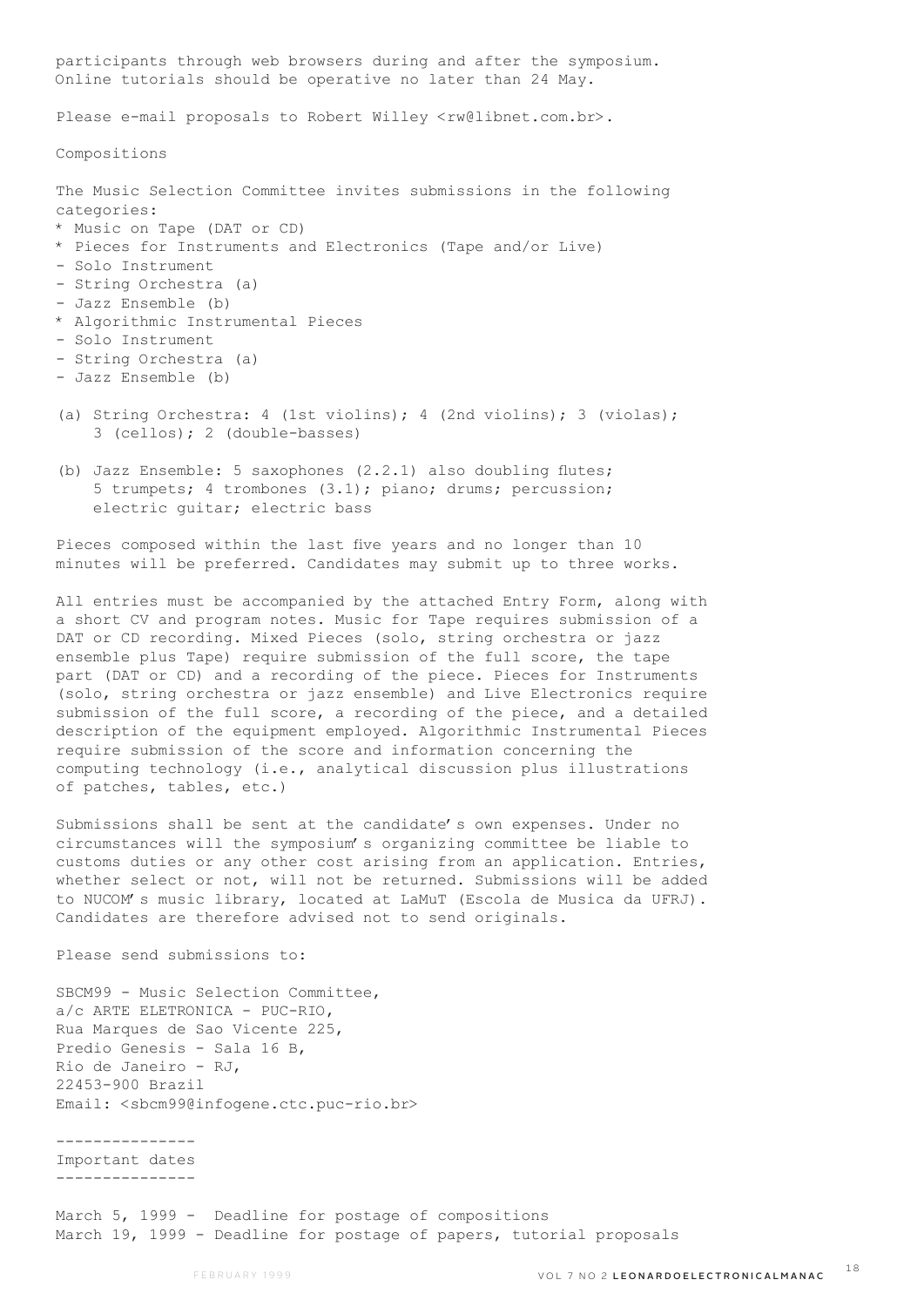participants through web browsers during and after the symposium. Online tutorials should be operative no later than 24 May.

Please e-mail proposals to Robert Willey <rw@libnet.com.br>.

## Compositions

The Music Selection Committee invites submissions in the following categories:

* Music on Tape (DAT or CD)
* Pieces for Instruments and Electronics (Tape and/or Live)
  - Solo Instrument
  - String Orchestra (a)
  - Jazz Ensemble (b)
* Algorithmic Instrumental Pieces
  - Solo Instrument
  - String Orchestra (a)
  - Jazz Ensemble (b)

(a) String Orchestra: 4 (1st violins); 4 (2nd violins); 3 (violas); 3 (cellos); 2 (double-basses)

(b) Jazz Ensemble: 5 saxophones (2.2.1) also doubling flutes; 5 trumpets; 4 trombones (3.1); piano; drums; percussion; electric guitar; electric bass

Pieces composed within the last five years and no longer than 10 minutes will be preferred. Candidates may submit up to three works.

All entries must be accompanied by the attached Entry Form, along with a short CV and program notes. Music for Tape requires submission of a DAT or CD recording. Mixed Pieces (solo, string orchestra or jazz ensemble plus Tape) require submission of the full score, the tape part (DAT or CD) and a recording of the piece. Pieces for Instruments (solo, string orchestra or jazz ensemble) and Live Electronics require submission of the full score, a recording of the piece, and a detailed description of the equipment employed. Algorithmic Instrumental Pieces require submission of the score and information concerning the computing technology (i.e., analytical discussion plus illustrations of patches, tables, etc.)

Submissions shall be sent at the candidate's own expenses. Under no circumstances will the symposium's organizing committee be liable to customs duties or any other cost arising from an application. Entries, whether select or not, will not be returned. Submissions will be added to NUCOM's music library, located at LaMuT (Escola de Musica da UFRJ). Candidates are therefore advised not to send originals.

Please send submissions to:

SBCM99 - Music Selection Committee,
a/c ARTE ELETRONICA - PUC-RIO,
Rua Marques de Sao Vicente 225,
Predio Genesis - Sala 16 B,
Rio de Janeiro - RJ,
22453-900 Brazil
Email: <sbcm99@infogene.ctc.puc-rio.br>

---------------
## Important dates
---------------

March 5, 1999 - Deadline for postage of compositions
March 19, 1999 - Deadline for postage of papers, tutorial proposals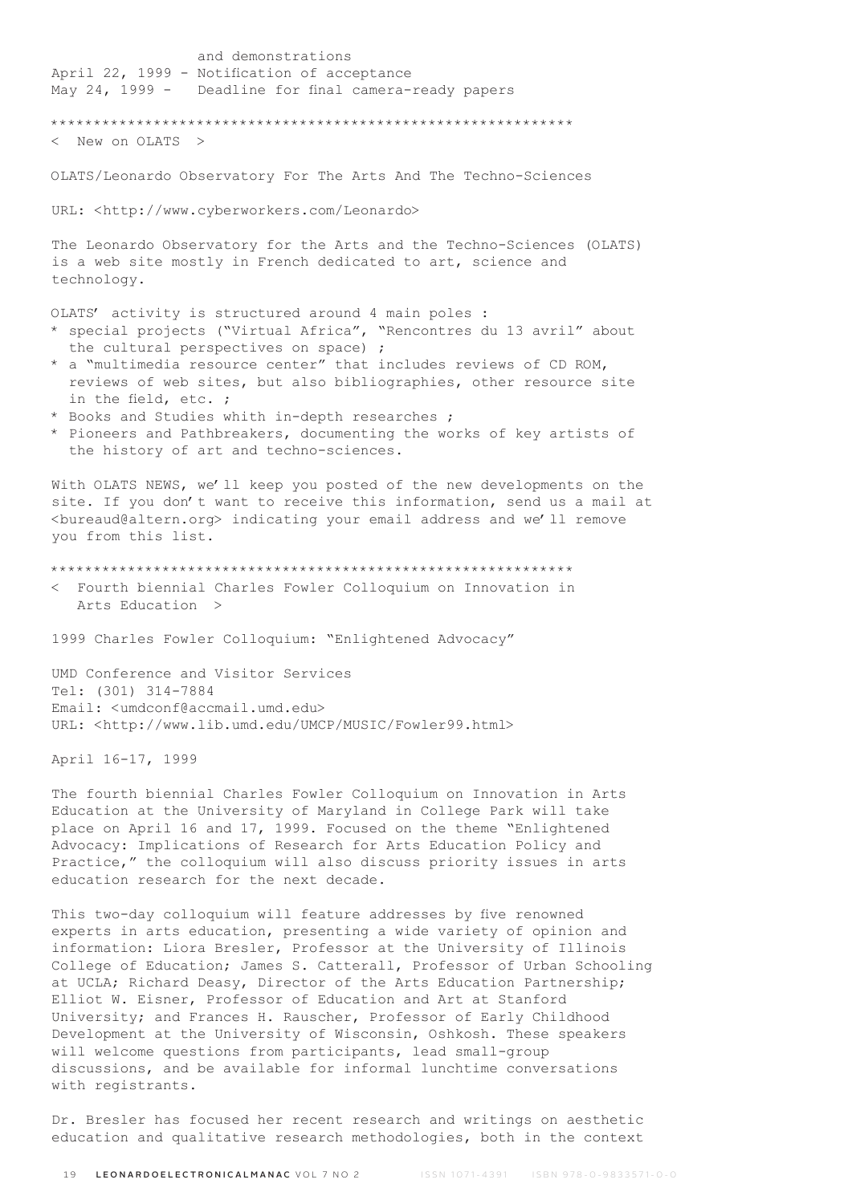and demonstrations

April 22, 1999 - Notification of acceptance

May 24, 1999 - Deadline for final camera-ready papers

************************************************************

< New on OLATS >

OLATS/Leonardo Observatory For The Arts And The Techno-Sciences

URL: <http://www.cyberworkers.com/Leonardo>

The Leonardo Observatory for the Arts and the Techno-Sciences (OLATS) is a web site mostly in French dedicated to art, science and technology.

OLATS' activity is structured around 4 main poles :

* special projects ("Virtual Africa", "Rencontres du 13 avril" about the cultural perspectives on space) ;
* a "multimedia resource center" that includes reviews of CD ROM, reviews of web sites, but also bibliographies, other resource site in the field, etc. ;
* Books and Studies whith in-depth researches ;
* Pioneers and Pathbreakers, documenting the works of key artists of the history of art and techno-sciences.

With OLATS NEWS, we'll keep you posted of the new developments on the site. If you don't want to receive this information, send us a mail at <bureaud@altern.org> indicating your email address and we'll remove you from this list.

************************************************************

< Fourth biennial Charles Fowler Colloquium on Innovation in Arts Education >

1999 Charles Fowler Colloquium: "Enlightened Advocacy"

UMD Conference and Visitor Services
Tel: (301) 314-7884
Email: <umdconf@accmail.umd.edu>
URL: <http://www.lib.umd.edu/UMCP/MUSIC/Fowler99.html>

April 16-17, 1999

The fourth biennial Charles Fowler Colloquium on Innovation in Arts Education at the University of Maryland in College Park will take place on April 16 and 17, 1999. Focused on the theme "Enlightened Advocacy: Implications of Research for Arts Education Policy and Practice," the colloquium will also discuss priority issues in arts education research for the next decade.

This two-day colloquium will feature addresses by five renowned experts in arts education, presenting a wide variety of opinion and information: Liora Bresler, Professor at the University of Illinois College of Education; James S. Catterall, Professor of Urban Schooling at UCLA; Richard Deasy, Director of the Arts Education Partnership; Elliot W. Eisner, Professor of Education and Art at Stanford University; and Frances H. Rauscher, Professor of Early Childhood Development at the University of Wisconsin, Oshkosh. These speakers will welcome questions from participants, lead small-group discussions, and be available for informal lunchtime conversations with registrants.

Dr. Bresler has focused her recent research and writings on aesthetic education and qualitative research methodologies, both in the context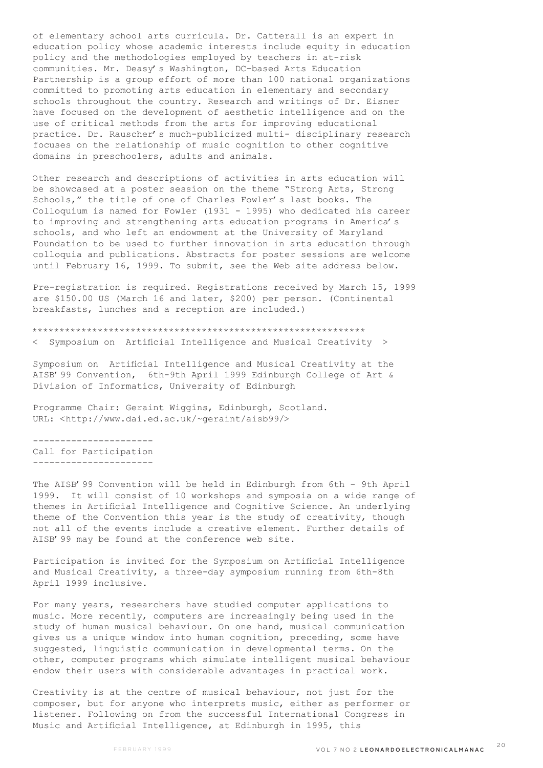of elementary school arts curricula. Dr. Catterall is an expert in education policy whose academic interests include equity in education policy and the methodologies employed by teachers in at-risk communities. Mr. Deasy's Washington, DC-based Arts Education Partnership is a group effort of more than 100 national organizations committed to promoting arts education in elementary and secondary schools throughout the country. Research and writings of Dr. Eisner have focused on the development of aesthetic intelligence and on the use of critical methods from the arts for improving educational practice. Dr. Rauscher's much-publicized multi- disciplinary research focuses on the relationship of music cognition to other cognitive domains in preschoolers, adults and animals.

Other research and descriptions of activities in arts education will be showcased at a poster session on the theme "Strong Arts, Strong Schools," the title of one of Charles Fowler's last books. The Colloquium is named for Fowler (1931 - 1995) who dedicated his career to improving and strengthening arts education programs in America's schools, and who left an endowment at the University of Maryland Foundation to be used to further innovation in arts education through colloquia and publications. Abstracts for poster sessions are welcome until February 16, 1999. To submit, see the Web site address below.

Pre-registration is required. Registrations received by March 15, 1999 are $150.00 US (March 16 and later, $200) per person. (Continental breakfasts, lunches and a reception are included.)

************************************************************

< Symposium on Artificial Intelligence and Musical Creativity >

Symposium on Artificial Intelligence and Musical Creativity at the AISB'99 Convention, 6th-9th April 1999 Edinburgh College of Art & Division of Informatics, University of Edinburgh

Programme Chair: Geraint Wiggins, Edinburgh, Scotland.
URL: <http://www.dai.ed.ac.uk/~geraint/aisb99/>

----------------------
Call for Participation
----------------------

The AISB'99 Convention will be held in Edinburgh from 6th - 9th April 1999. It will consist of 10 workshops and symposia on a wide range of themes in Artificial Intelligence and Cognitive Science. An underlying theme of the Convention this year is the study of creativity, though not all of the events include a creative element. Further details of AISB'99 may be found at the conference web site.

Participation is invited for the Symposium on Artificial Intelligence and Musical Creativity, a three-day symposium running from 6th-8th April 1999 inclusive.

For many years, researchers have studied computer applications to music. More recently, computers are increasingly being used in the study of human musical behaviour. On one hand, musical communication gives us a unique window into human cognition, preceding, some have suggested, linguistic communication in developmental terms. On the other, computer programs which simulate intelligent musical behaviour endow their users with considerable advantages in practical work.

Creativity is at the centre of musical behaviour, not just for the composer, but for anyone who interprets music, either as performer or listener. Following on from the successful International Congress in Music and Artificial Intelligence, at Edinburgh in 1995, this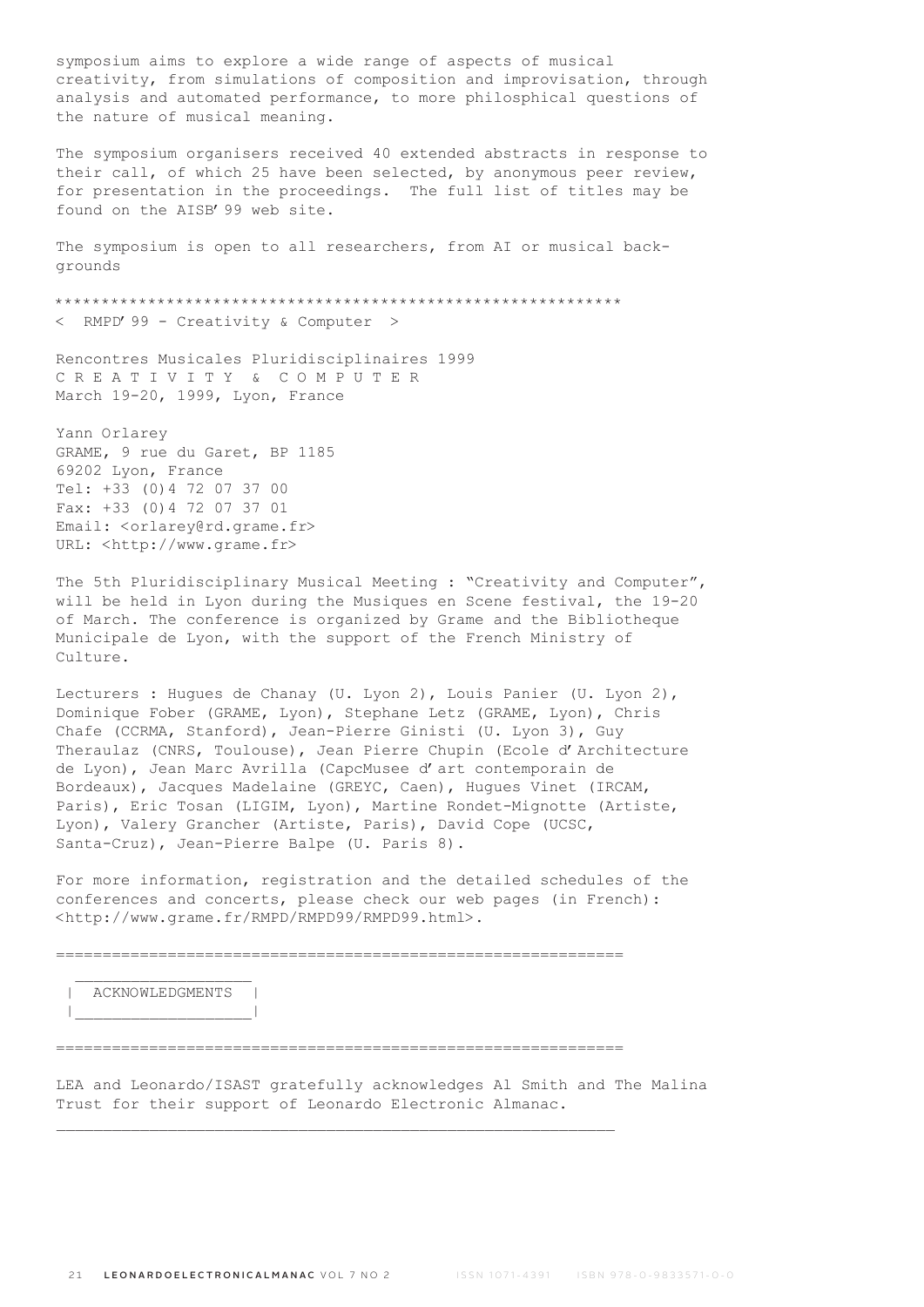symposium aims to explore a wide range of aspects of musical creativity, from simulations of composition and improvisation, through analysis and automated performance, to more philosphical questions of the nature of musical meaning.

The symposium organisers received 40 extended abstracts in response to their call, of which 25 have been selected, by anonymous peer review, for presentation in the proceedings. The full list of titles may be found on the AISB'99 web site.

The symposium is open to all researchers, from AI or musical backgrounds

************************************************************

< RMPD'99 - Creativity & Computer >

Rencontres Musicales Pluridisciplinaires 1999
C R E A T I V I T Y & C O M P U T E R
March 19-20, 1999, Lyon, France

Yann Orlarey
GRAME, 9 rue du Garet, BP 1185
69202 Lyon, France
Tel: +33 (0)4 72 07 37 00
Fax: +33 (0)4 72 07 37 01
Email: <orlarey@rd.grame.fr>
URL: <http://www.grame.fr>

The 5th Pluridisciplinary Musical Meeting : "Creativity and Computer", will be held in Lyon during the Musiques en Scene festival, the 19-20 of March. The conference is organized by Grame and the Bibliotheque Municipale de Lyon, with the support of the French Ministry of Culture.

Lecturers : Hugues de Chanay (U. Lyon 2), Louis Panier (U. Lyon 2), Dominique Fober (GRAME, Lyon), Stephane Letz (GRAME, Lyon), Chris Chafe (CCRMA, Stanford), Jean-Pierre Ginisti (U. Lyon 3), Guy Theraulaz (CNRS, Toulouse), Jean Pierre Chupin (Ecole d'Architecture de Lyon), Jean Marc Avrilla (CapcMusee d'art contemporain de Bordeaux), Jacques Madelaine (GREYC, Caen), Hugues Vinet (IRCAM, Paris), Eric Tosan (LIGIM, Lyon), Martine Rondet-Mignotte (Artiste, Lyon), Valery Grancher (Artiste, Paris), David Cope (UCSC, Santa-Cruz), Jean-Pierre Balpe (U. Paris 8).

For more information, registration and the detailed schedules of the conferences and concerts, please check our web pages (in French): <http://www.grame.fr/RMPD/RMPD99/RMPD99.html>.

============================================================

## ACKNOWLEDGMENTS

============================================================

LEA and Leonardo/ISAST gratefully acknowledges Al Smith and The Malina Trust for their support of Leonardo Electronic Almanac.

---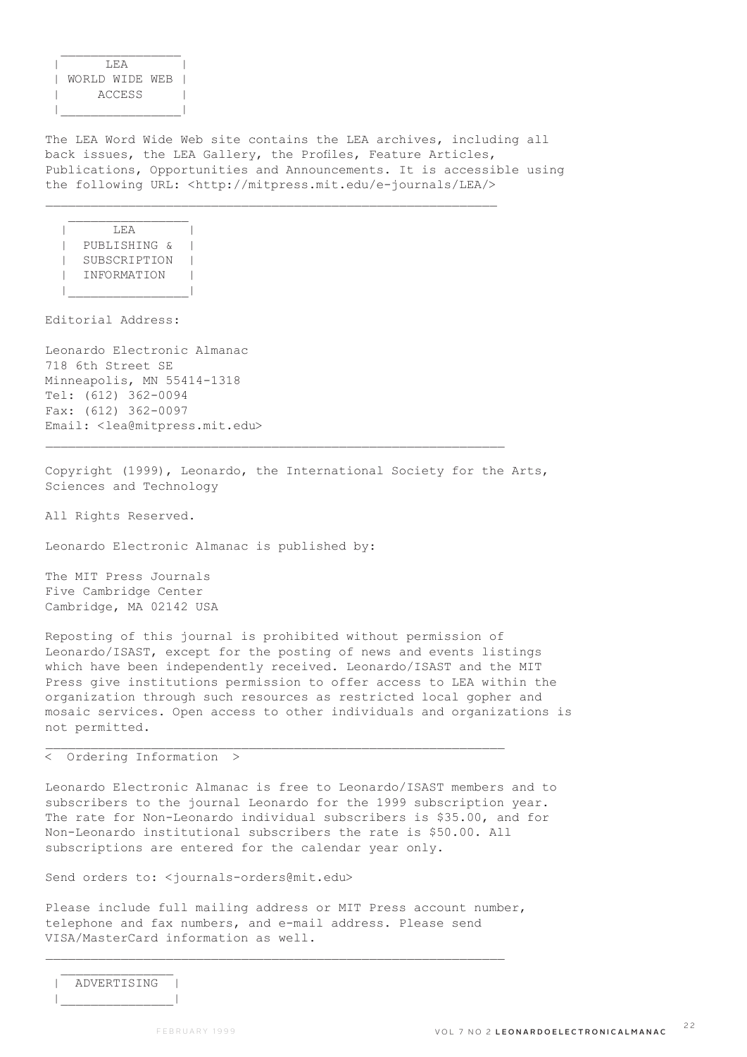## LEA WORLD WIDE WEB ACCESS

The LEA Word Wide Web site contains the LEA archives, including all back issues, the LEA Gallery, the Profiles, Feature Articles, Publications, Opportunities and Announcements. It is accessible using the following URL: <http://mitpress.mit.edu/e-journals/LEA/>

---

## LEA PUBLISHING & SUBSCRIPTION INFORMATION

Editorial Address:

Leonardo Electronic Almanac  
718 6th Street SE  
Minneapolis, MN 55414-1318  
Tel: (612) 362-0094  
Fax: (612) 362-0097  
Email: <lea@mitpress.mit.edu>

---

Copyright (1999), Leonardo, the International Society for the Arts, Sciences and Technology

All Rights Reserved.

Leonardo Electronic Almanac is published by:

The MIT Press Journals  
Five Cambridge Center  
Cambridge, MA 02142 USA

Reposting of this journal is prohibited without permission of Leonardo/ISAST, except for the posting of news and events listings which have been independently received. Leonardo/ISAST and the MIT Press give institutions permission to offer access to LEA within the organization through such resources as restricted local gopher and mosaic services. Open access to other individuals and organizations is not permitted.

---

< Ordering Information >

Leonardo Electronic Almanac is free to Leonardo/ISAST members and to subscribers to the journal Leonardo for the 1999 subscription year. The rate for Non-Leonardo individual subscribers is $35.00, and for Non-Leonardo institutional subscribers the rate is $50.00. All subscriptions are entered for the calendar year only.

Send orders to: <journals-orders@mit.edu>

Please include full mailing address or MIT Press account number, telephone and fax numbers, and e-mail address. Please send VISA/MasterCard information as well.

---

## ADVERTISING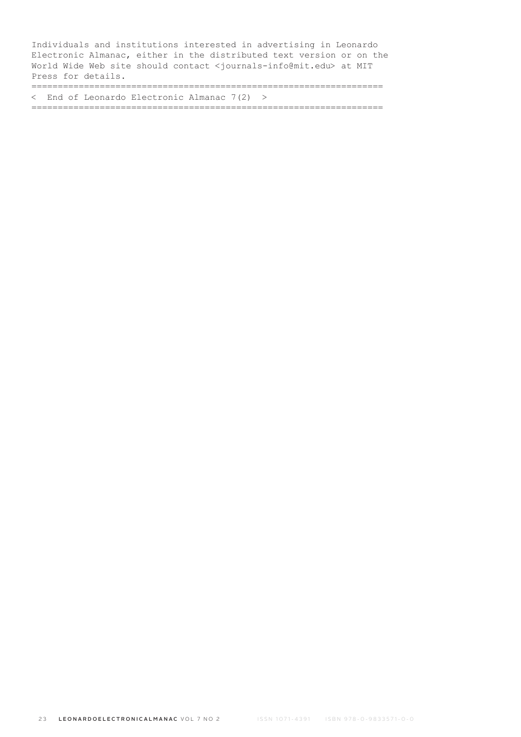Individuals and institutions interested in advertising in Leonardo Electronic Almanac, either in the distributed text version or on the World Wide Web site should contact <journals-info@mit.edu> at MIT Press for details.

```
=================================================================
<  End of Leonardo Electronic Almanac 7(2)  >
=================================================================
```